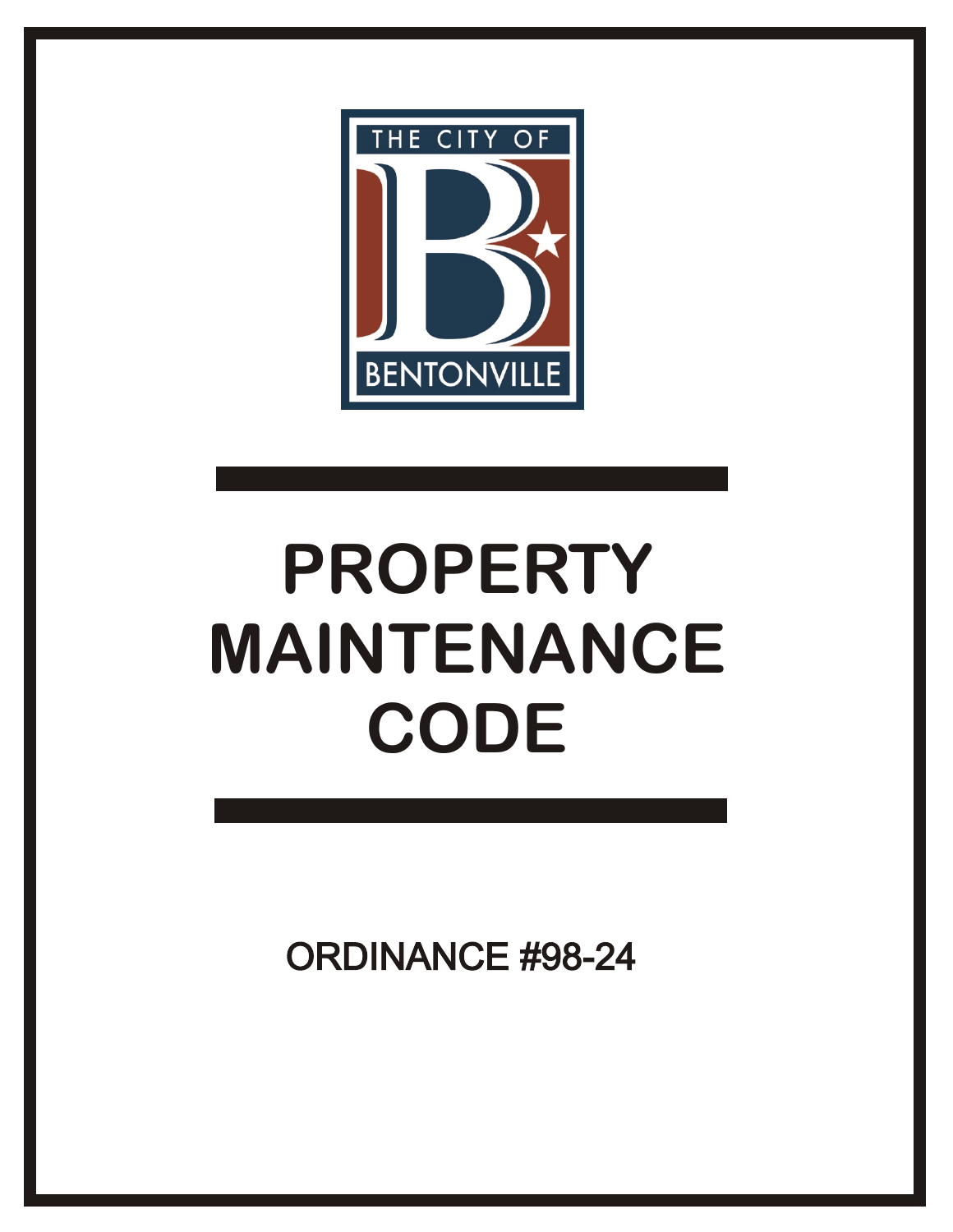THE CITY OF

BENTONVILLE

# PROPERTY MAINTENANCE CODE

ORDINANCE #98-24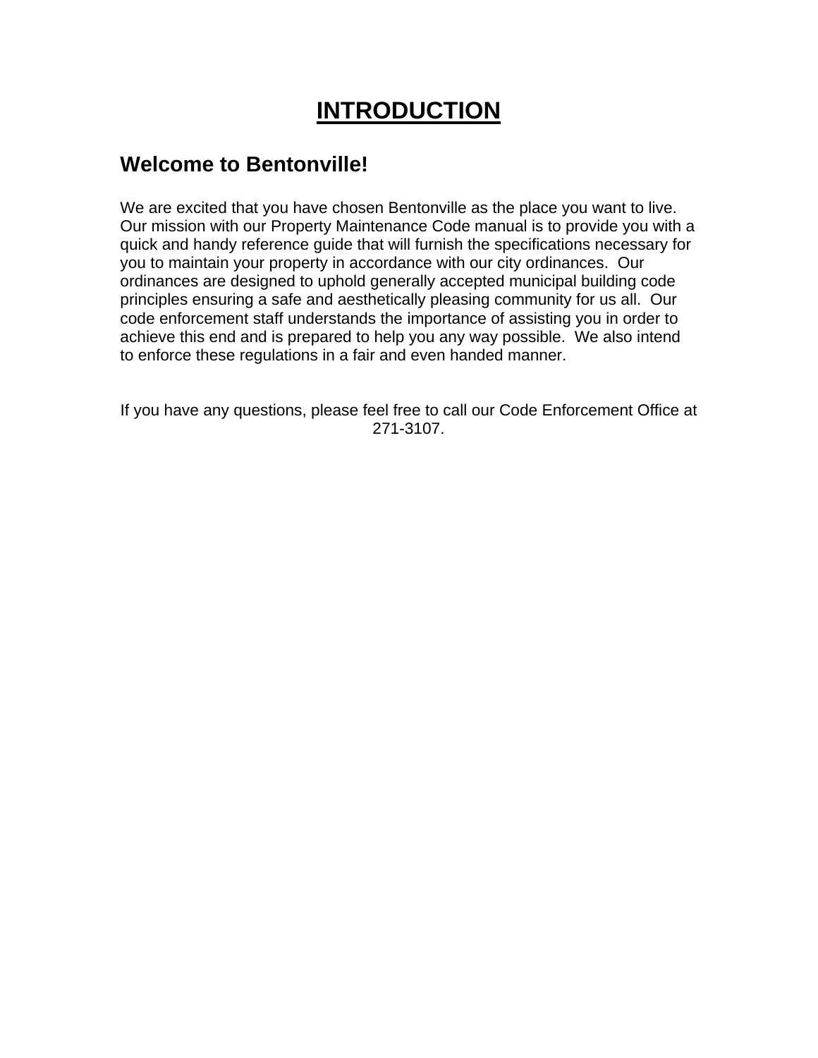# INTRODUCTION

## Welcome to Bentonville!

We are excited that you have chosen Bentonville as the place you want to live. Our mission with our Property Maintenance Code manual is to provide you with a quick and handy reference guide that will furnish the specifications necessary for you to maintain your property in accordance with our city ordinances. Our ordinances are designed to uphold generally accepted municipal building code principles ensuring a safe and aesthetically pleasing community for us all. Our code enforcement staff understands the importance of assisting you in order to achieve this end and is prepared to help you any way possible. We also intend to enforce these regulations in a fair and even handed manner.

If you have any questions, please feel free to call our Code Enforcement Office at 271-3107.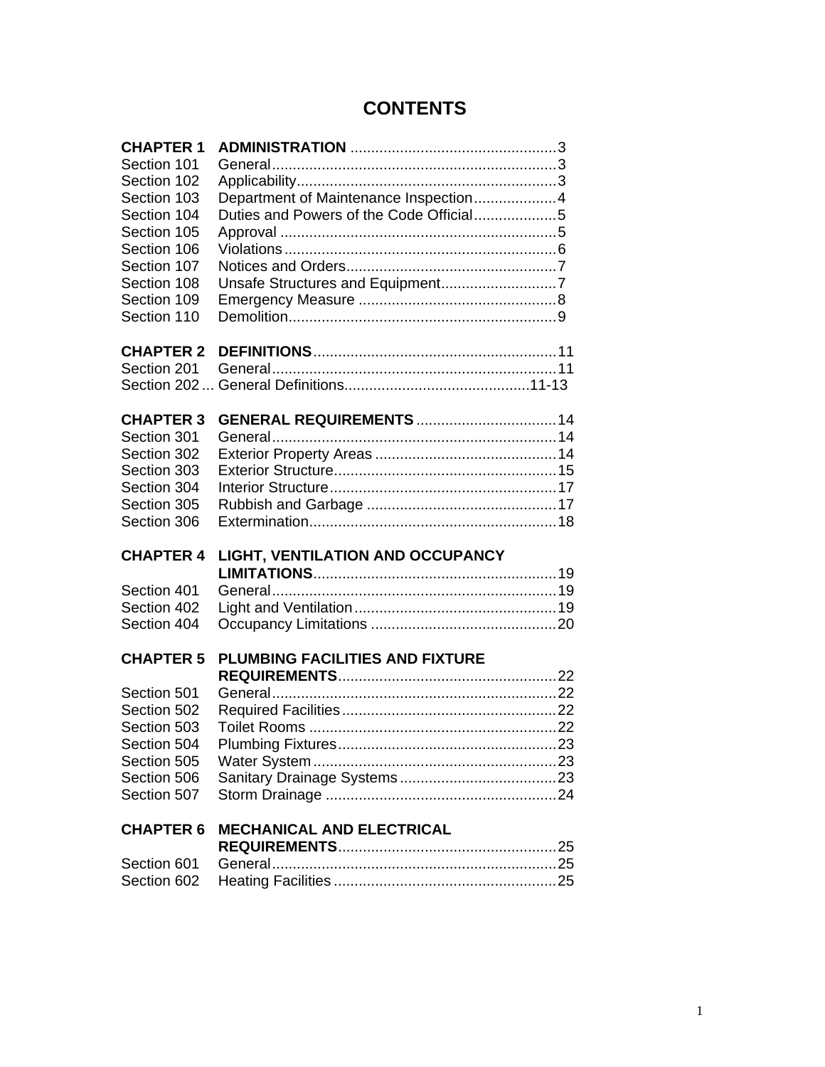# CONTENTS

| | | |
|---|---|---|
| **CHAPTER 1** | **ADMINISTRATION** | 3 |
| Section 101 | General | 3 |
| Section 102 | Applicability | 3 |
| Section 103 | Department of Maintenance Inspection | 4 |
| Section 104 | Duties and Powers of the Code Official | 5 |
| Section 105 | Approval | 5 |
| Section 106 | Violations | 6 |
| Section 107 | Notices and Orders | 7 |
| Section 108 | Unsafe Structures and Equipment | 7 |
| Section 109 | Emergency Measure | 8 |
| Section 110 | Demolition | 9 |
| | | |
| **CHAPTER 2** | **DEFINITIONS** | 11 |
| Section 201 | General | 11 |
| Section 202 | General Definitions | 11-13 |
| | | |
| **CHAPTER 3** | **GENERAL REQUIREMENTS** | 14 |
| Section 301 | General | 14 |
| Section 302 | Exterior Property Areas | 14 |
| Section 303 | Exterior Structure | 15 |
| Section 304 | Interior Structure | 17 |
| Section 305 | Rubbish and Garbage | 17 |
| Section 306 | Extermination | 18 |
| | | |
| **CHAPTER 4** | **LIGHT, VENTILATION AND OCCUPANCY LIMITATIONS** | 19 |
| Section 401 | General | 19 |
| Section 402 | Light and Ventilation | 19 |
| Section 404 | Occupancy Limitations | 20 |
| | | |
| **CHAPTER 5** | **PLUMBING FACILITIES AND FIXTURE REQUIREMENTS** | 22 |
| Section 501 | General | 22 |
| Section 502 | Required Facilities | 22 |
| Section 503 | Toilet Rooms | 22 |
| Section 504 | Plumbing Fixtures | 23 |
| Section 505 | Water System | 23 |
| Section 506 | Sanitary Drainage Systems | 23 |
| Section 507 | Storm Drainage | 24 |
| | | |
| **CHAPTER 6** | **MECHANICAL AND ELECTRICAL REQUIREMENTS** | 25 |
| Section 601 | General | 25 |
| Section 602 | Heating Facilities | 25 |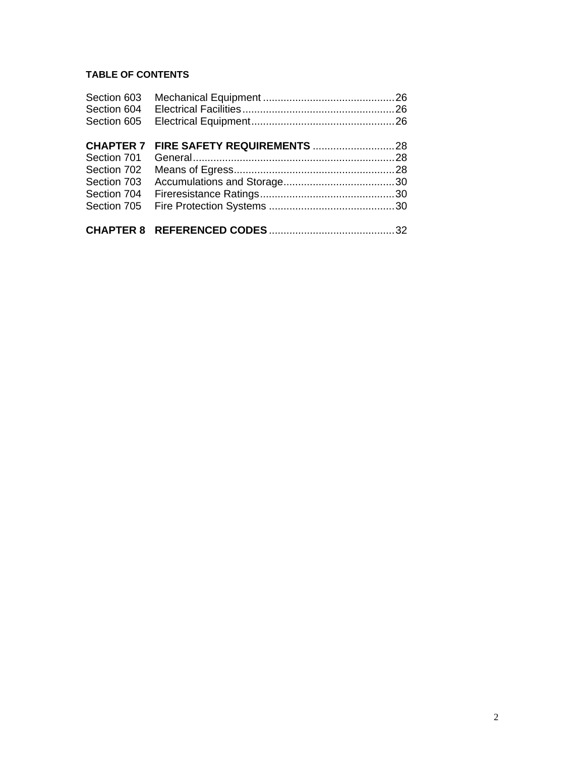**TABLE OF CONTENTS**

| | | |
|---|---|---|
| Section 603 | Mechanical Equipment | 26 |
| Section 604 | Electrical Facilities | 26 |
| Section 605 | Electrical Equipment | 26 |
| **CHAPTER 7** | **FIRE SAFETY REQUIREMENTS** | 28 |
| Section 701 | General | 28 |
| Section 702 | Means of Egress | 28 |
| Section 703 | Accumulations and Storage | 30 |
| Section 704 | Fireresistance Ratings | 30 |
| Section 705 | Fire Protection Systems | 30 |
| **CHAPTER 8** | **REFERENCED CODES** | 32 |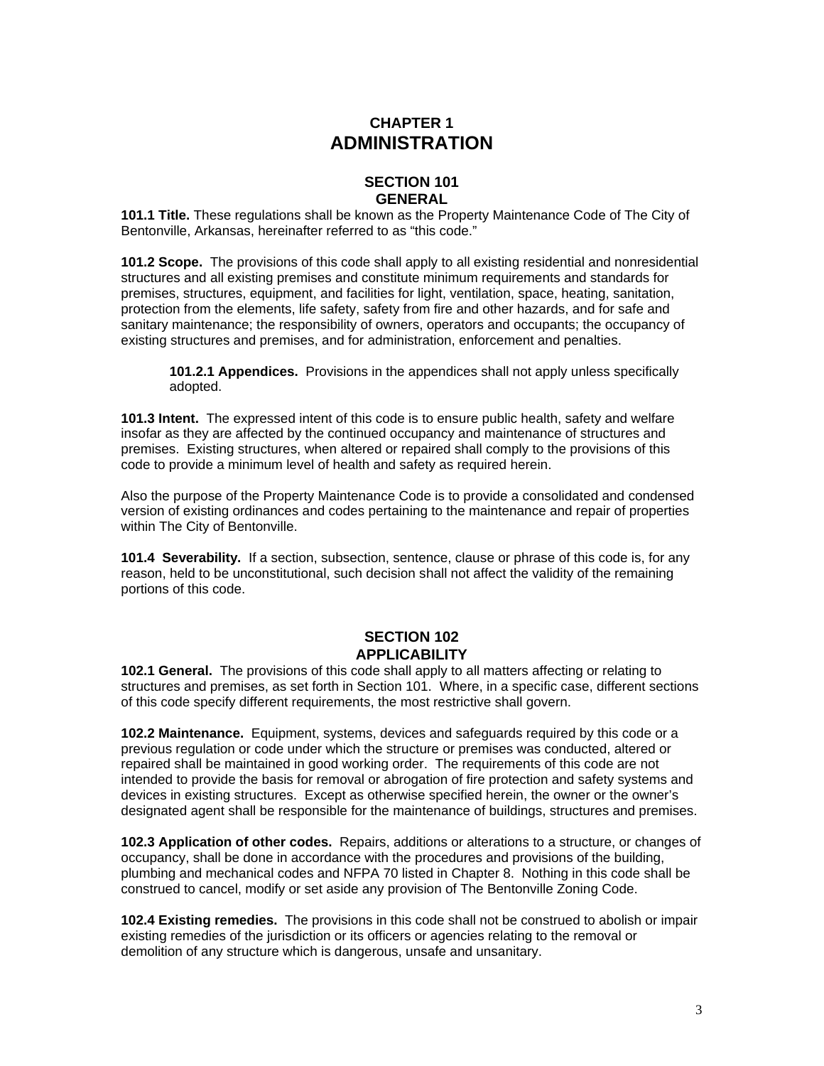# CHAPTER 1
# ADMINISTRATION

## SECTION 101
## GENERAL

**101.1 Title.** These regulations shall be known as the Property Maintenance Code of The City of Bentonville, Arkansas, hereinafter referred to as “this code.”

**101.2 Scope.** The provisions of this code shall apply to all existing residential and nonresidential structures and all existing premises and constitute minimum requirements and standards for premises, structures, equipment, and facilities for light, ventilation, space, heating, sanitation, protection from the elements, life safety, safety from fire and other hazards, and for safe and sanitary maintenance; the responsibility of owners, operators and occupants; the occupancy of existing structures and premises, and for administration, enforcement and penalties.

> **101.2.1 Appendices.** Provisions in the appendices shall not apply unless specifically adopted.

**101.3 Intent.** The expressed intent of this code is to ensure public health, safety and welfare insofar as they are affected by the continued occupancy and maintenance of structures and premises. Existing structures, when altered or repaired shall comply to the provisions of this code to provide a minimum level of health and safety as required herein.

Also the purpose of the Property Maintenance Code is to provide a consolidated and condensed version of existing ordinances and codes pertaining to the maintenance and repair of properties within The City of Bentonville.

**101.4 Severability.** If a section, subsection, sentence, clause or phrase of this code is, for any reason, held to be unconstitutional, such decision shall not affect the validity of the remaining portions of this code.

## SECTION 102
## APPLICABILITY

**102.1 General.** The provisions of this code shall apply to all matters affecting or relating to structures and premises, as set forth in Section 101. Where, in a specific case, different sections of this code specify different requirements, the most restrictive shall govern.

**102.2 Maintenance.** Equipment, systems, devices and safeguards required by this code or a previous regulation or code under which the structure or premises was conducted, altered or repaired shall be maintained in good working order. The requirements of this code are not intended to provide the basis for removal or abrogation of fire protection and safety systems and devices in existing structures. Except as otherwise specified herein, the owner or the owner’s designated agent shall be responsible for the maintenance of buildings, structures and premises.

**102.3 Application of other codes.** Repairs, additions or alterations to a structure, or changes of occupancy, shall be done in accordance with the procedures and provisions of the building, plumbing and mechanical codes and NFPA 70 listed in Chapter 8. Nothing in this code shall be construed to cancel, modify or set aside any provision of The Bentonville Zoning Code.

**102.4 Existing remedies.** The provisions in this code shall not be construed to abolish or impair existing remedies of the jurisdiction or its officers or agencies relating to the removal or demolition of any structure which is dangerous, unsafe and unsanitary.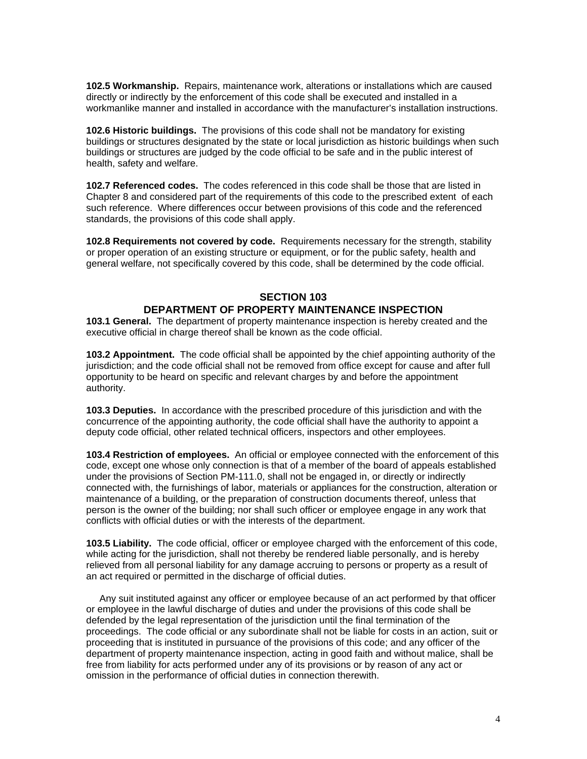**102.5 Workmanship.** Repairs, maintenance work, alterations or installations which are caused directly or indirectly by the enforcement of this code shall be executed and installed in a workmanlike manner and installed in accordance with the manufacturer's installation instructions.

**102.6 Historic buildings.** The provisions of this code shall not be mandatory for existing buildings or structures designated by the state or local jurisdiction as historic buildings when such buildings or structures are judged by the code official to be safe and in the public interest of health, safety and welfare.

**102.7 Referenced codes.** The codes referenced in this code shall be those that are listed in Chapter 8 and considered part of the requirements of this code to the prescribed extent of each such reference. Where differences occur between provisions of this code and the referenced standards, the provisions of this code shall apply.

**102.8 Requirements not covered by code.** Requirements necessary for the strength, stability or proper operation of an existing structure or equipment, or for the public safety, health and general welfare, not specifically covered by this code, shall be determined by the code official.

## SECTION 103
## DEPARTMENT OF PROPERTY MAINTENANCE INSPECTION

**103.1 General.** The department of property maintenance inspection is hereby created and the executive official in charge thereof shall be known as the code official.

**103.2 Appointment.** The code official shall be appointed by the chief appointing authority of the jurisdiction; and the code official shall not be removed from office except for cause and after full opportunity to be heard on specific and relevant charges by and before the appointment authority.

**103.3 Deputies.** In accordance with the prescribed procedure of this jurisdiction and with the concurrence of the appointing authority, the code official shall have the authority to appoint a deputy code official, other related technical officers, inspectors and other employees.

**103.4 Restriction of employees.** An official or employee connected with the enforcement of this code, except one whose only connection is that of a member of the board of appeals established under the provisions of Section PM-111.0, shall not be engaged in, or directly or indirectly connected with, the furnishings of labor, materials or appliances for the construction, alteration or maintenance of a building, or the preparation of construction documents thereof, unless that person is the owner of the building; nor shall such officer or employee engage in any work that conflicts with official duties or with the interests of the department.

**103.5 Liability.** The code official, officer or employee charged with the enforcement of this code, while acting for the jurisdiction, shall not thereby be rendered liable personally, and is hereby relieved from all personal liability for any damage accruing to persons or property as a result of an act required or permitted in the discharge of official duties.

Any suit instituted against any officer or employee because of an act performed by that officer or employee in the lawful discharge of duties and under the provisions of this code shall be defended by the legal representation of the jurisdiction until the final termination of the proceedings. The code official or any subordinate shall not be liable for costs in an action, suit or proceeding that is instituted in pursuance of the provisions of this code; and any officer of the department of property maintenance inspection, acting in good faith and without malice, shall be free from liability for acts performed under any of its provisions or by reason of any act or omission in the performance of official duties in connection therewith.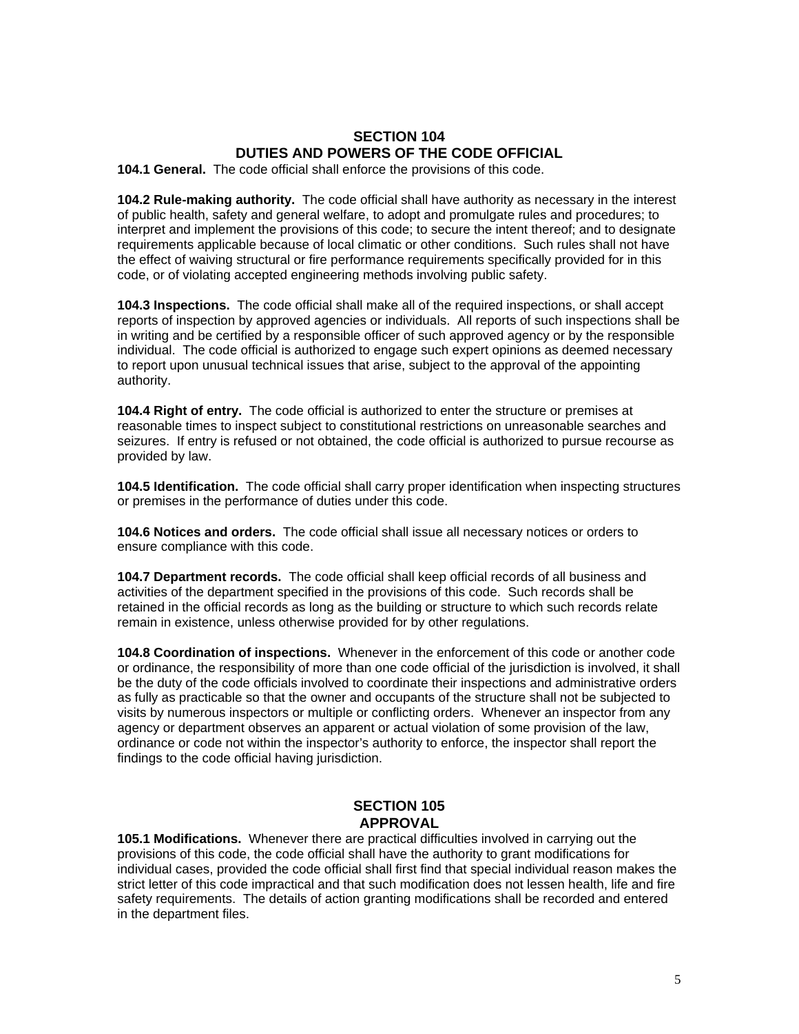## SECTION 104
## DUTIES AND POWERS OF THE CODE OFFICIAL

**104.1 General.** The code official shall enforce the provisions of this code.

**104.2 Rule-making authority.** The code official shall have authority as necessary in the interest of public health, safety and general welfare, to adopt and promulgate rules and procedures; to interpret and implement the provisions of this code; to secure the intent thereof; and to designate requirements applicable because of local climatic or other conditions. Such rules shall not have the effect of waiving structural or fire performance requirements specifically provided for in this code, or of violating accepted engineering methods involving public safety.

**104.3 Inspections.** The code official shall make all of the required inspections, or shall accept reports of inspection by approved agencies or individuals. All reports of such inspections shall be in writing and be certified by a responsible officer of such approved agency or by the responsible individual. The code official is authorized to engage such expert opinions as deemed necessary to report upon unusual technical issues that arise, subject to the approval of the appointing authority.

**104.4 Right of entry.** The code official is authorized to enter the structure or premises at reasonable times to inspect subject to constitutional restrictions on unreasonable searches and seizures. If entry is refused or not obtained, the code official is authorized to pursue recourse as provided by law.

**104.5 Identification.** The code official shall carry proper identification when inspecting structures or premises in the performance of duties under this code.

**104.6 Notices and orders.** The code official shall issue all necessary notices or orders to ensure compliance with this code.

**104.7 Department records.** The code official shall keep official records of all business and activities of the department specified in the provisions of this code. Such records shall be retained in the official records as long as the building or structure to which such records relate remain in existence, unless otherwise provided for by other regulations.

**104.8 Coordination of inspections.** Whenever in the enforcement of this code or another code or ordinance, the responsibility of more than one code official of the jurisdiction is involved, it shall be the duty of the code officials involved to coordinate their inspections and administrative orders as fully as practicable so that the owner and occupants of the structure shall not be subjected to visits by numerous inspectors or multiple or conflicting orders. Whenever an inspector from any agency or department observes an apparent or actual violation of some provision of the law, ordinance or code not within the inspector's authority to enforce, the inspector shall report the findings to the code official having jurisdiction.

## SECTION 105
## APPROVAL

**105.1 Modifications.** Whenever there are practical difficulties involved in carrying out the provisions of this code, the code official shall have the authority to grant modifications for individual cases, provided the code official shall first find that special individual reason makes the strict letter of this code impractical and that such modification does not lessen health, life and fire safety requirements. The details of action granting modifications shall be recorded and entered in the department files.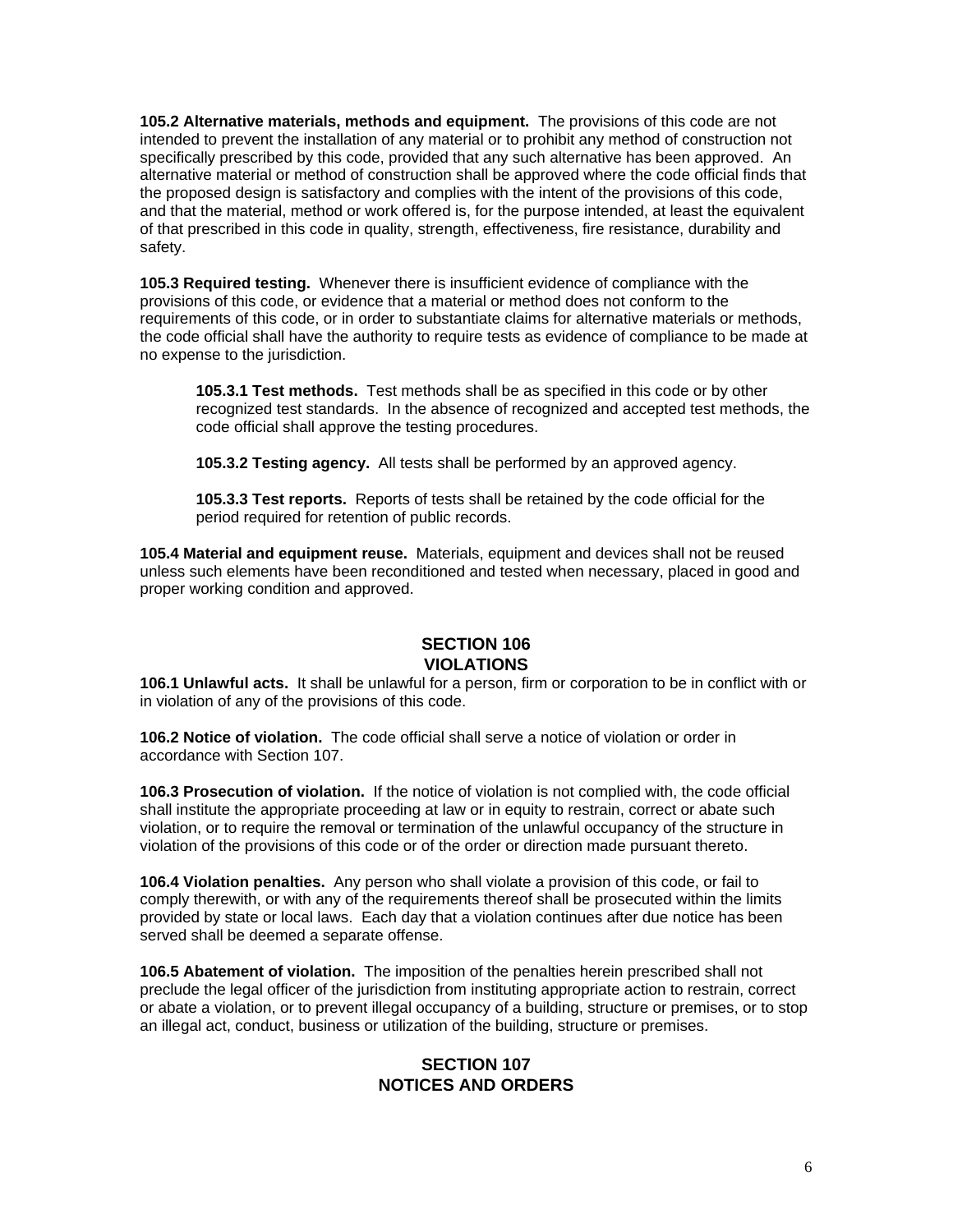**105.2 Alternative materials, methods and equipment.** The provisions of this code are not intended to prevent the installation of any material or to prohibit any method of construction not specifically prescribed by this code, provided that any such alternative has been approved. An alternative material or method of construction shall be approved where the code official finds that the proposed design is satisfactory and complies with the intent of the provisions of this code, and that the material, method or work offered is, for the purpose intended, at least the equivalent of that prescribed in this code in quality, strength, effectiveness, fire resistance, durability and safety.

**105.3 Required testing.** Whenever there is insufficient evidence of compliance with the provisions of this code, or evidence that a material or method does not conform to the requirements of this code, or in order to substantiate claims for alternative materials or methods, the code official shall have the authority to require tests as evidence of compliance to be made at no expense to the jurisdiction.

> **105.3.1 Test methods.** Test methods shall be as specified in this code or by other recognized test standards. In the absence of recognized and accepted test methods, the code official shall approve the testing procedures.
>
> **105.3.2 Testing agency.** All tests shall be performed by an approved agency.
>
> **105.3.3 Test reports.** Reports of tests shall be retained by the code official for the period required for retention of public records.

**105.4 Material and equipment reuse.** Materials, equipment and devices shall not be reused unless such elements have been reconditioned and tested when necessary, placed in good and proper working condition and approved.

## SECTION 106
## VIOLATIONS

**106.1 Unlawful acts.** It shall be unlawful for a person, firm or corporation to be in conflict with or in violation of any of the provisions of this code.

**106.2 Notice of violation.** The code official shall serve a notice of violation or order in accordance with Section 107.

**106.3 Prosecution of violation.** If the notice of violation is not complied with, the code official shall institute the appropriate proceeding at law or in equity to restrain, correct or abate such violation, or to require the removal or termination of the unlawful occupancy of the structure in violation of the provisions of this code or of the order or direction made pursuant thereto.

**106.4 Violation penalties.** Any person who shall violate a provision of this code, or fail to comply therewith, or with any of the requirements thereof shall be prosecuted within the limits provided by state or local laws. Each day that a violation continues after due notice has been served shall be deemed a separate offense.

**106.5 Abatement of violation.** The imposition of the penalties herein prescribed shall not preclude the legal officer of the jurisdiction from instituting appropriate action to restrain, correct or abate a violation, or to prevent illegal occupancy of a building, structure or premises, or to stop an illegal act, conduct, business or utilization of the building, structure or premises.

## SECTION 107
## NOTICES AND ORDERS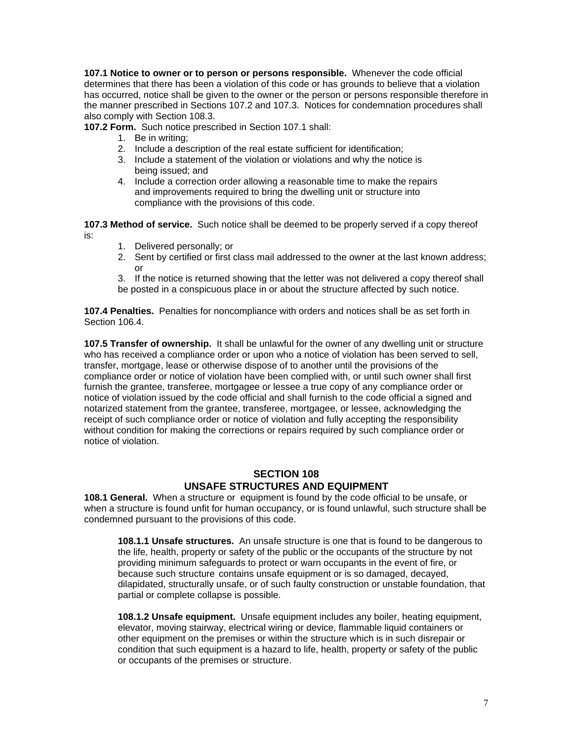**107.1 Notice to owner or to person or persons responsible.** Whenever the code official determines that there has been a violation of this code or has grounds to believe that a violation has occurred, notice shall be given to the owner or the person or persons responsible therefore in the manner prescribed in Sections 107.2 and 107.3. Notices for condemnation procedures shall also comply with Section 108.3.

**107.2 Form.** Such notice prescribed in Section 107.1 shall:

1. Be in writing;
2. Include a description of the real estate sufficient for identification;
3. Include a statement of the violation or violations and why the notice is being issued; and
4. Include a correction order allowing a reasonable time to make the repairs and improvements required to bring the dwelling unit or structure into compliance with the provisions of this code.

**107.3 Method of service.** Such notice shall be deemed to be properly served if a copy thereof is:

1. Delivered personally; or
2. Sent by certified or first class mail addressed to the owner at the last known address; or
3. If the notice is returned showing that the letter was not delivered a copy thereof shall be posted in a conspicuous place in or about the structure affected by such notice.

**107.4 Penalties.** Penalties for noncompliance with orders and notices shall be as set forth in Section 106.4.

**107.5 Transfer of ownership.** It shall be unlawful for the owner of any dwelling unit or structure who has received a compliance order or upon who a notice of violation has been served to sell, transfer, mortgage, lease or otherwise dispose of to another until the provisions of the compliance order or notice of violation have been complied with, or until such owner shall first furnish the grantee, transferee, mortgagee or lessee a true copy of any compliance order or notice of violation issued by the code official and shall furnish to the code official a signed and notarized statement from the grantee, transferee, mortgagee, or lessee, acknowledging the receipt of such compliance order or notice of violation and fully accepting the responsibility without condition for making the corrections or repairs required by such compliance order or notice of violation.

## SECTION 108
## UNSAFE STRUCTURES AND EQUIPMENT

**108.1 General.** When a structure or equipment is found by the code official to be unsafe, or when a structure is found unfit for human occupancy, or is found unlawful, such structure shall be condemned pursuant to the provisions of this code.

**108.1.1 Unsafe structures.** An unsafe structure is one that is found to be dangerous to the life, health, property or safety of the public or the occupants of the structure by not providing minimum safeguards to protect or warn occupants in the event of fire, or because such structure contains unsafe equipment or is so damaged, decayed, dilapidated, structurally unsafe, or of such faulty construction or unstable foundation, that partial or complete collapse is possible.

**108.1.2 Unsafe equipment.** Unsafe equipment includes any boiler, heating equipment, elevator, moving stairway, electrical wiring or device, flammable liquid containers or other equipment on the premises or within the structure which is in such disrepair or condition that such equipment is a hazard to life, health, property or safety of the public or occupants of the premises or structure.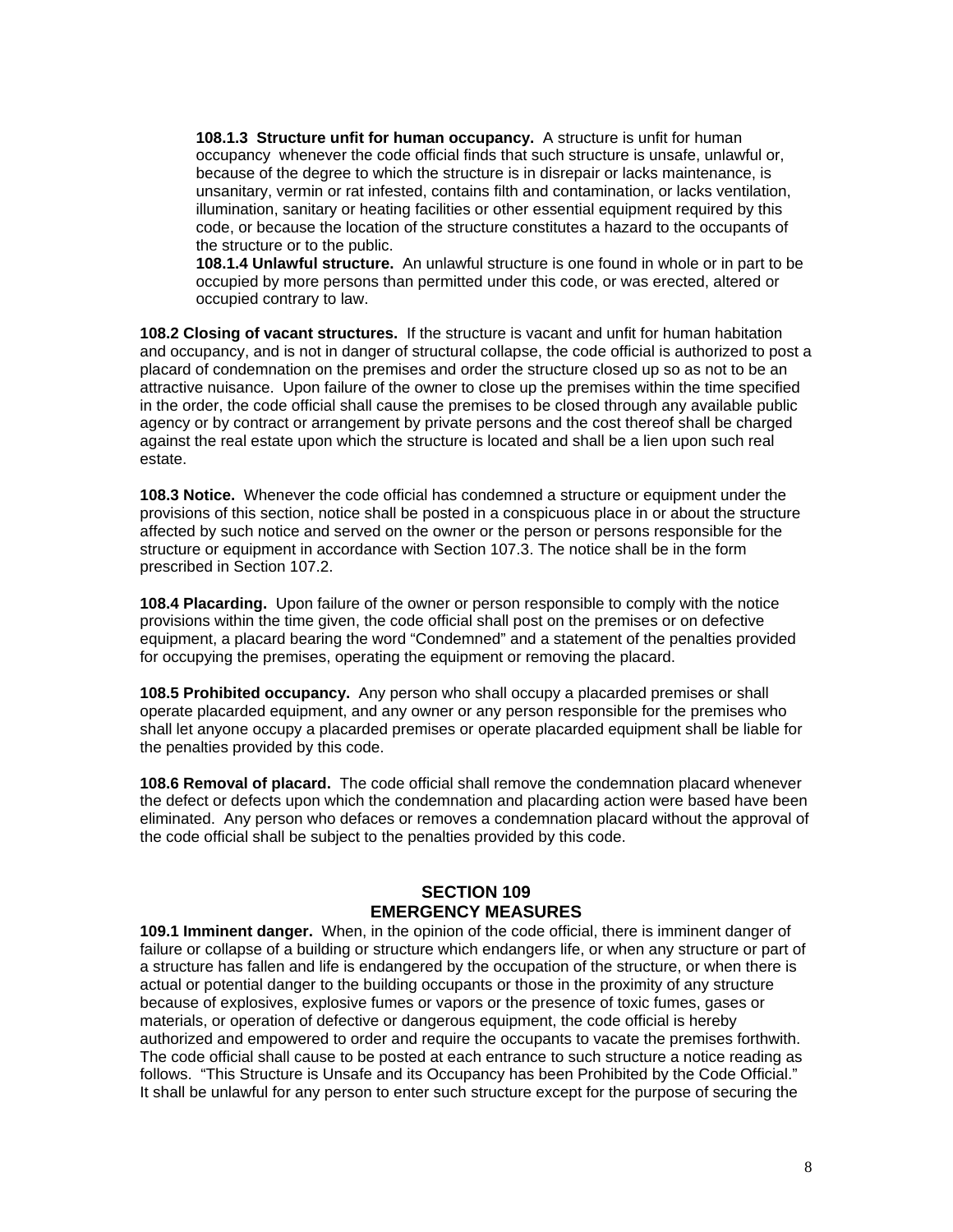**108.1.3 Structure unfit for human occupancy.** A structure is unfit for human occupancy whenever the code official finds that such structure is unsafe, unlawful or, because of the degree to which the structure is in disrepair or lacks maintenance, is unsanitary, vermin or rat infested, contains filth and contamination, or lacks ventilation, illumination, sanitary or heating facilities or other essential equipment required by this code, or because the location of the structure constitutes a hazard to the occupants of the structure or to the public.

**108.1.4 Unlawful structure.** An unlawful structure is one found in whole or in part to be occupied by more persons than permitted under this code, or was erected, altered or occupied contrary to law.

**108.2 Closing of vacant structures.** If the structure is vacant and unfit for human habitation and occupancy, and is not in danger of structural collapse, the code official is authorized to post a placard of condemnation on the premises and order the structure closed up so as not to be an attractive nuisance. Upon failure of the owner to close up the premises within the time specified in the order, the code official shall cause the premises to be closed through any available public agency or by contract or arrangement by private persons and the cost thereof shall be charged against the real estate upon which the structure is located and shall be a lien upon such real estate.

**108.3 Notice.** Whenever the code official has condemned a structure or equipment under the provisions of this section, notice shall be posted in a conspicuous place in or about the structure affected by such notice and served on the owner or the person or persons responsible for the structure or equipment in accordance with Section 107.3. The notice shall be in the form prescribed in Section 107.2.

**108.4 Placarding.** Upon failure of the owner or person responsible to comply with the notice provisions within the time given, the code official shall post on the premises or on defective equipment, a placard bearing the word "Condemned" and a statement of the penalties provided for occupying the premises, operating the equipment or removing the placard.

**108.5 Prohibited occupancy.** Any person who shall occupy a placarded premises or shall operate placarded equipment, and any owner or any person responsible for the premises who shall let anyone occupy a placarded premises or operate placarded equipment shall be liable for the penalties provided by this code.

**108.6 Removal of placard.** The code official shall remove the condemnation placard whenever the defect or defects upon which the condemnation and placarding action were based have been eliminated. Any person who defaces or removes a condemnation placard without the approval of the code official shall be subject to the penalties provided by this code.

## SECTION 109
## EMERGENCY MEASURES

**109.1 Imminent danger.** When, in the opinion of the code official, there is imminent danger of failure or collapse of a building or structure which endangers life, or when any structure or part of a structure has fallen and life is endangered by the occupation of the structure, or when there is actual or potential danger to the building occupants or those in the proximity of any structure because of explosives, explosive fumes or vapors or the presence of toxic fumes, gases or materials, or operation of defective or dangerous equipment, the code official is hereby authorized and empowered to order and require the occupants to vacate the premises forthwith. The code official shall cause to be posted at each entrance to such structure a notice reading as follows. "This Structure is Unsafe and its Occupancy has been Prohibited by the Code Official." It shall be unlawful for any person to enter such structure except for the purpose of securing the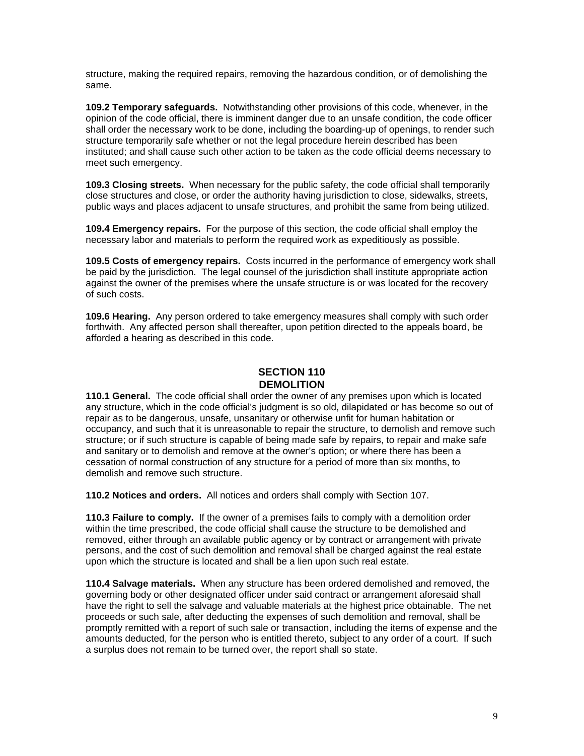structure, making the required repairs, removing the hazardous condition, or of demolishing the same.

**109.2 Temporary safeguards.** Notwithstanding other provisions of this code, whenever, in the opinion of the code official, there is imminent danger due to an unsafe condition, the code officer shall order the necessary work to be done, including the boarding-up of openings, to render such structure temporarily safe whether or not the legal procedure herein described has been instituted; and shall cause such other action to be taken as the code official deems necessary to meet such emergency.

**109.3 Closing streets.** When necessary for the public safety, the code official shall temporarily close structures and close, or order the authority having jurisdiction to close, sidewalks, streets, public ways and places adjacent to unsafe structures, and prohibit the same from being utilized.

**109.4 Emergency repairs.** For the purpose of this section, the code official shall employ the necessary labor and materials to perform the required work as expeditiously as possible.

**109.5 Costs of emergency repairs.** Costs incurred in the performance of emergency work shall be paid by the jurisdiction. The legal counsel of the jurisdiction shall institute appropriate action against the owner of the premises where the unsafe structure is or was located for the recovery of such costs.

**109.6 Hearing.** Any person ordered to take emergency measures shall comply with such order forthwith. Any affected person shall thereafter, upon petition directed to the appeals board, be afforded a hearing as described in this code.

## SECTION 110
## DEMOLITION

**110.1 General.** The code official shall order the owner of any premises upon which is located any structure, which in the code official's judgment is so old, dilapidated or has become so out of repair as to be dangerous, unsafe, unsanitary or otherwise unfit for human habitation or occupancy, and such that it is unreasonable to repair the structure, to demolish and remove such structure; or if such structure is capable of being made safe by repairs, to repair and make safe and sanitary or to demolish and remove at the owner's option; or where there has been a cessation of normal construction of any structure for a period of more than six months, to demolish and remove such structure.

**110.2 Notices and orders.** All notices and orders shall comply with Section 107.

**110.3 Failure to comply.** If the owner of a premises fails to comply with a demolition order within the time prescribed, the code official shall cause the structure to be demolished and removed, either through an available public agency or by contract or arrangement with private persons, and the cost of such demolition and removal shall be charged against the real estate upon which the structure is located and shall be a lien upon such real estate.

**110.4 Salvage materials.** When any structure has been ordered demolished and removed, the governing body or other designated officer under said contract or arrangement aforesaid shall have the right to sell the salvage and valuable materials at the highest price obtainable. The net proceeds or such sale, after deducting the expenses of such demolition and removal, shall be promptly remitted with a report of such sale or transaction, including the items of expense and the amounts deducted, for the person who is entitled thereto, subject to any order of a court. If such a surplus does not remain to be turned over, the report shall so state.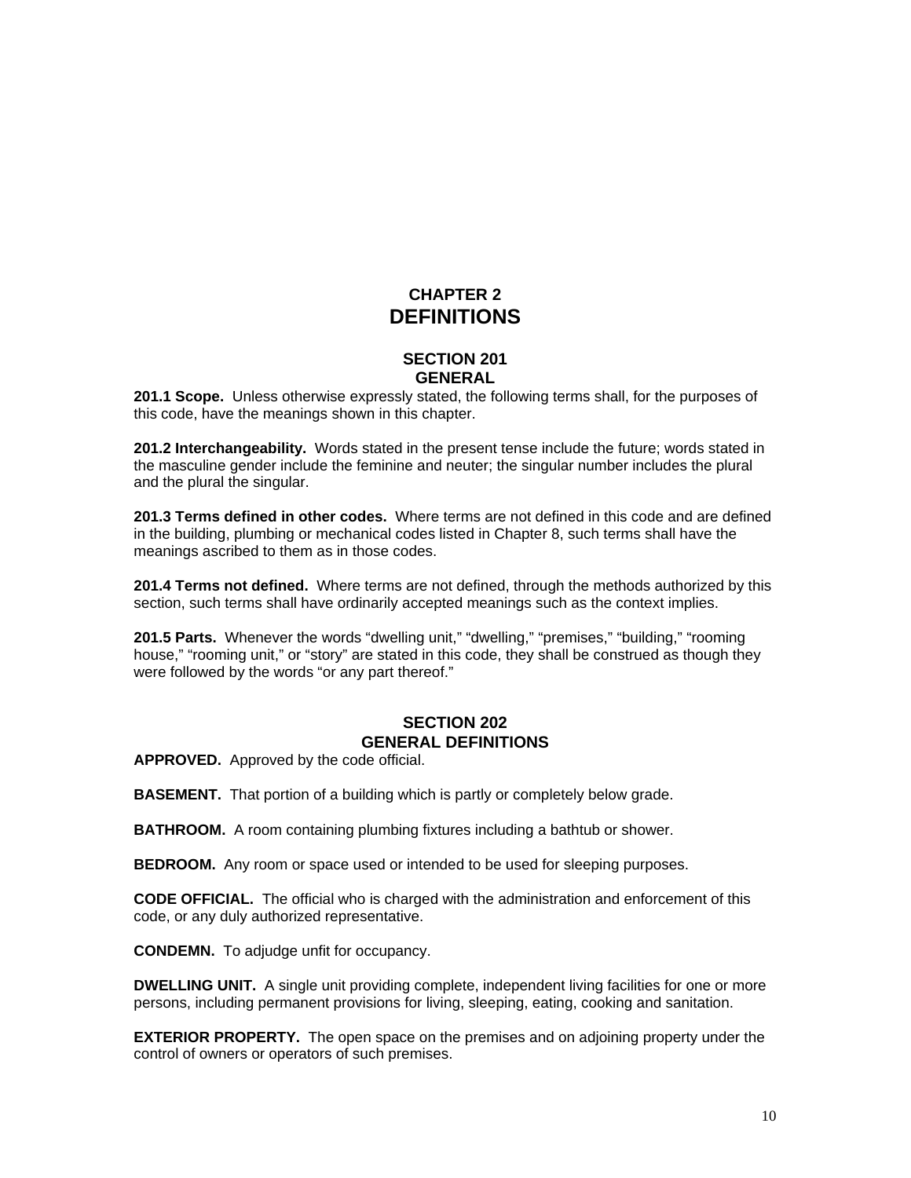# CHAPTER 2
# DEFINITIONS

## SECTION 201
## GENERAL

**201.1 Scope.** Unless otherwise expressly stated, the following terms shall, for the purposes of this code, have the meanings shown in this chapter.

**201.2 Interchangeability.** Words stated in the present tense include the future; words stated in the masculine gender include the feminine and neuter; the singular number includes the plural and the plural the singular.

**201.3 Terms defined in other codes.** Where terms are not defined in this code and are defined in the building, plumbing or mechanical codes listed in Chapter 8, such terms shall have the meanings ascribed to them as in those codes.

**201.4 Terms not defined.** Where terms are not defined, through the methods authorized by this section, such terms shall have ordinarily accepted meanings such as the context implies.

**201.5 Parts.** Whenever the words “dwelling unit,” “dwelling,” “premises,” “building,” “rooming house,” “rooming unit,” or “story” are stated in this code, they shall be construed as though they were followed by the words “or any part thereof.”

## SECTION 202
## GENERAL DEFINITIONS

**APPROVED.** Approved by the code official.

**BASEMENT.** That portion of a building which is partly or completely below grade.

**BATHROOM.** A room containing plumbing fixtures including a bathtub or shower.

**BEDROOM.** Any room or space used or intended to be used for sleeping purposes.

**CODE OFFICIAL.** The official who is charged with the administration and enforcement of this code, or any duly authorized representative.

**CONDEMN.** To adjudge unfit for occupancy.

**DWELLING UNIT.** A single unit providing complete, independent living facilities for one or more persons, including permanent provisions for living, sleeping, eating, cooking and sanitation.

**EXTERIOR PROPERTY.** The open space on the premises and on adjoining property under the control of owners or operators of such premises.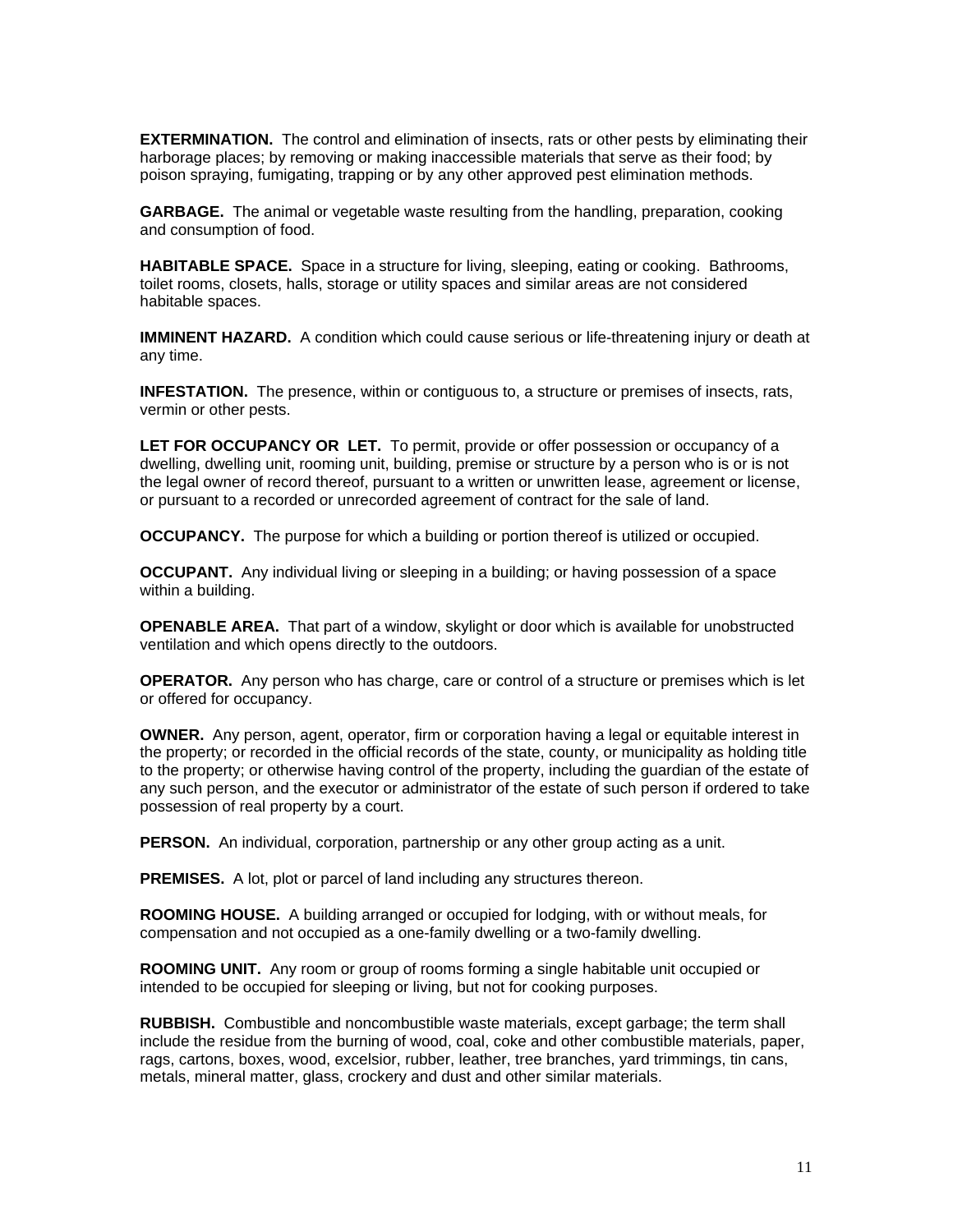**EXTERMINATION.** The control and elimination of insects, rats or other pests by eliminating their harborage places; by removing or making inaccessible materials that serve as their food; by poison spraying, fumigating, trapping or by any other approved pest elimination methods.

**GARBAGE.** The animal or vegetable waste resulting from the handling, preparation, cooking and consumption of food.

**HABITABLE SPACE.** Space in a structure for living, sleeping, eating or cooking. Bathrooms, toilet rooms, closets, halls, storage or utility spaces and similar areas are not considered habitable spaces.

**IMMINENT HAZARD.** A condition which could cause serious or life-threatening injury or death at any time.

**INFESTATION.** The presence, within or contiguous to, a structure or premises of insects, rats, vermin or other pests.

**LET FOR OCCUPANCY OR LET.** To permit, provide or offer possession or occupancy of a dwelling, dwelling unit, rooming unit, building, premise or structure by a person who is or is not the legal owner of record thereof, pursuant to a written or unwritten lease, agreement or license, or pursuant to a recorded or unrecorded agreement of contract for the sale of land.

**OCCUPANCY.** The purpose for which a building or portion thereof is utilized or occupied.

**OCCUPANT.** Any individual living or sleeping in a building; or having possession of a space within a building.

**OPENABLE AREA.** That part of a window, skylight or door which is available for unobstructed ventilation and which opens directly to the outdoors.

**OPERATOR.** Any person who has charge, care or control of a structure or premises which is let or offered for occupancy.

**OWNER.** Any person, agent, operator, firm or corporation having a legal or equitable interest in the property; or recorded in the official records of the state, county, or municipality as holding title to the property; or otherwise having control of the property, including the guardian of the estate of any such person, and the executor or administrator of the estate of such person if ordered to take possession of real property by a court.

**PERSON.** An individual, corporation, partnership or any other group acting as a unit.

**PREMISES.** A lot, plot or parcel of land including any structures thereon.

**ROOMING HOUSE.** A building arranged or occupied for lodging, with or without meals, for compensation and not occupied as a one-family dwelling or a two-family dwelling.

**ROOMING UNIT.** Any room or group of rooms forming a single habitable unit occupied or intended to be occupied for sleeping or living, but not for cooking purposes.

**RUBBISH.** Combustible and noncombustible waste materials, except garbage; the term shall include the residue from the burning of wood, coal, coke and other combustible materials, paper, rags, cartons, boxes, wood, excelsior, rubber, leather, tree branches, yard trimmings, tin cans, metals, mineral matter, glass, crockery and dust and other similar materials.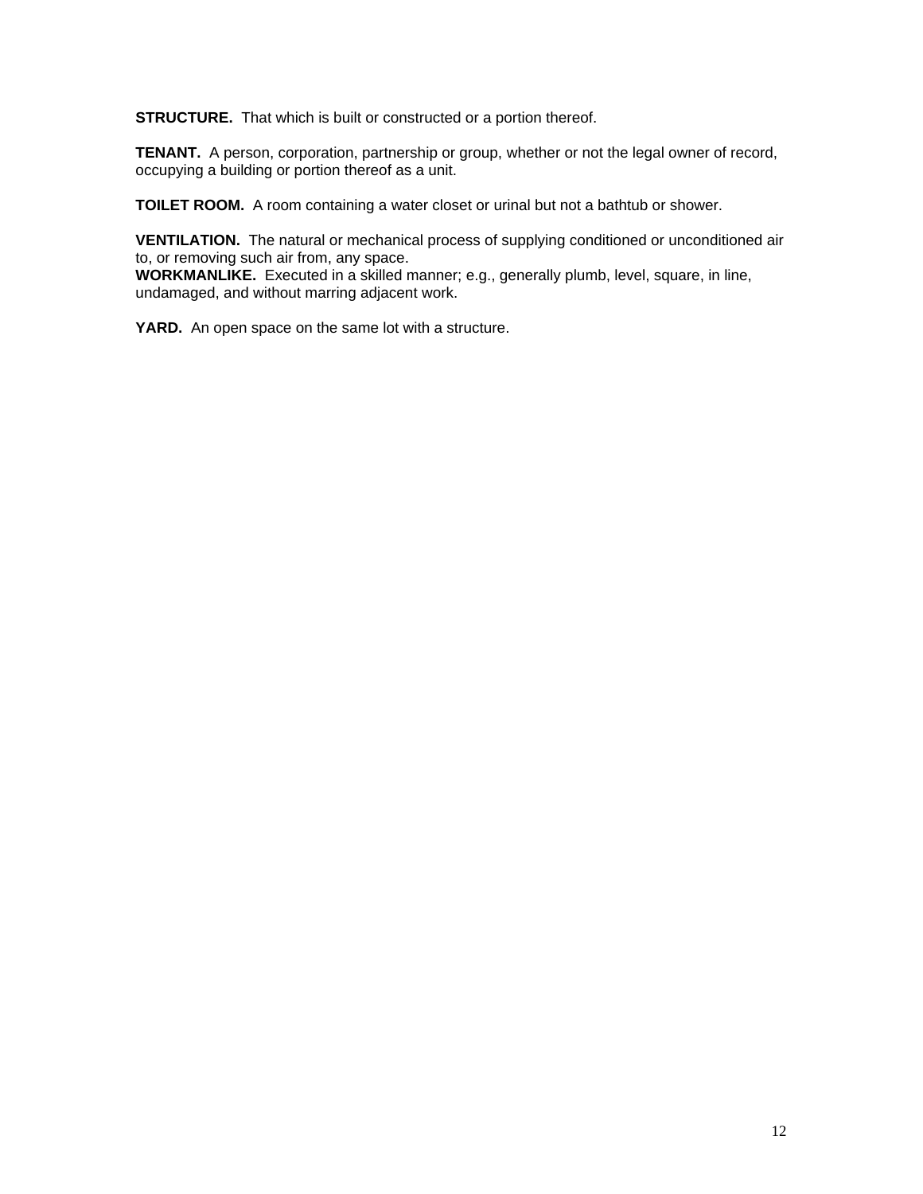**STRUCTURE.** That which is built or constructed or a portion thereof.

**TENANT.** A person, corporation, partnership or group, whether or not the legal owner of record, occupying a building or portion thereof as a unit.

**TOILET ROOM.** A room containing a water closet or urinal but not a bathtub or shower.

**VENTILATION.** The natural or mechanical process of supplying conditioned or unconditioned air to, or removing such air from, any space.

**WORKMANLIKE.** Executed in a skilled manner; e.g., generally plumb, level, square, in line, undamaged, and without marring adjacent work.

**YARD.** An open space on the same lot with a structure.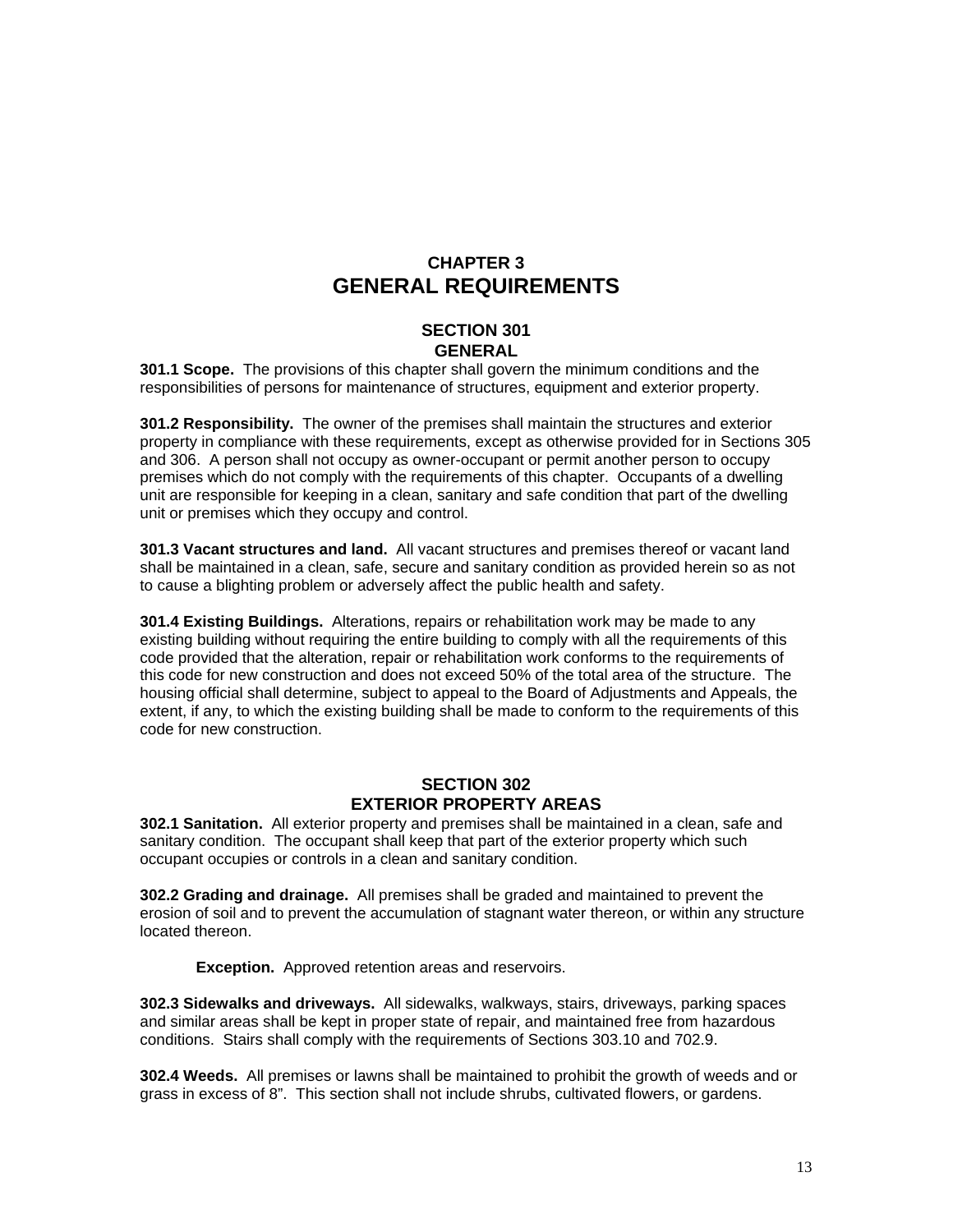# CHAPTER 3
# GENERAL REQUIREMENTS

## SECTION 301
## GENERAL

**301.1 Scope.** The provisions of this chapter shall govern the minimum conditions and the responsibilities of persons for maintenance of structures, equipment and exterior property.

**301.2 Responsibility.** The owner of the premises shall maintain the structures and exterior property in compliance with these requirements, except as otherwise provided for in Sections 305 and 306. A person shall not occupy as owner-occupant or permit another person to occupy premises which do not comply with the requirements of this chapter. Occupants of a dwelling unit are responsible for keeping in a clean, sanitary and safe condition that part of the dwelling unit or premises which they occupy and control.

**301.3 Vacant structures and land.** All vacant structures and premises thereof or vacant land shall be maintained in a clean, safe, secure and sanitary condition as provided herein so as not to cause a blighting problem or adversely affect the public health and safety.

**301.4 Existing Buildings.** Alterations, repairs or rehabilitation work may be made to any existing building without requiring the entire building to comply with all the requirements of this code provided that the alteration, repair or rehabilitation work conforms to the requirements of this code for new construction and does not exceed 50% of the total area of the structure. The housing official shall determine, subject to appeal to the Board of Adjustments and Appeals, the extent, if any, to which the existing building shall be made to conform to the requirements of this code for new construction.

## SECTION 302
## EXTERIOR PROPERTY AREAS

**302.1 Sanitation.** All exterior property and premises shall be maintained in a clean, safe and sanitary condition. The occupant shall keep that part of the exterior property which such occupant occupies or controls in a clean and sanitary condition.

**302.2 Grading and drainage.** All premises shall be graded and maintained to prevent the erosion of soil and to prevent the accumulation of stagnant water thereon, or within any structure located thereon.

> **Exception.** Approved retention areas and reservoirs.

**302.3 Sidewalks and driveways.** All sidewalks, walkways, stairs, driveways, parking spaces and similar areas shall be kept in proper state of repair, and maintained free from hazardous conditions. Stairs shall comply with the requirements of Sections 303.10 and 702.9.

**302.4 Weeds.** All premises or lawns shall be maintained to prohibit the growth of weeds and or grass in excess of 8". This section shall not include shrubs, cultivated flowers, or gardens.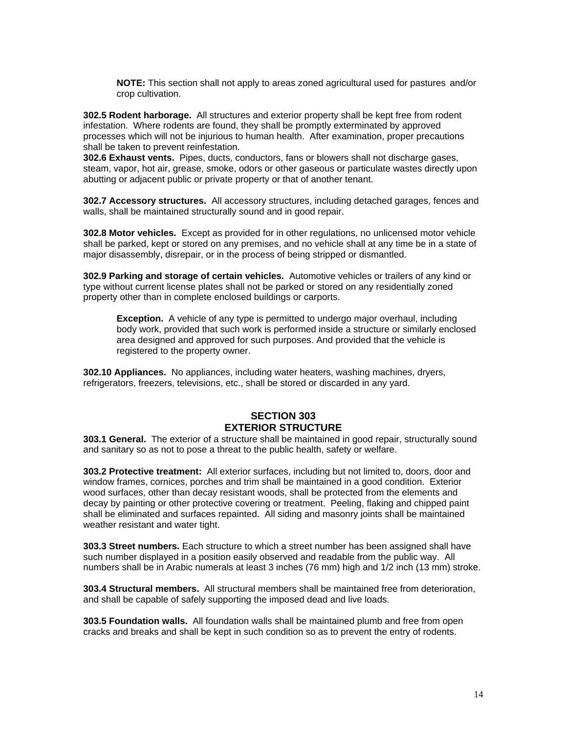**NOTE:** This section shall not apply to areas zoned agricultural used for pastures and/or crop cultivation.

**302.5 Rodent harborage.** All structures and exterior property shall be kept free from rodent infestation. Where rodents are found, they shall be promptly exterminated by approved processes which will not be injurious to human health. After examination, proper precautions shall be taken to prevent reinfestation.

**302.6 Exhaust vents.** Pipes, ducts, conductors, fans or blowers shall not discharge gases, steam, vapor, hot air, grease, smoke, odors or other gaseous or particulate wastes directly upon abutting or adjacent public or private property or that of another tenant.

**302.7 Accessory structures.** All accessory structures, including detached garages, fences and walls, shall be maintained structurally sound and in good repair.

**302.8 Motor vehicles.** Except as provided for in other regulations, no unlicensed motor vehicle shall be parked, kept or stored on any premises, and no vehicle shall at any time be in a state of major disassembly, disrepair, or in the process of being stripped or dismantled.

**302.9 Parking and storage of certain vehicles.** Automotive vehicles or trailers of any kind or type without current license plates shall not be parked or stored on any residentially zoned property other than in complete enclosed buildings or carports.

**Exception.** A vehicle of any type is permitted to undergo major overhaul, including body work, provided that such work is performed inside a structure or similarly enclosed area designed and approved for such purposes. And provided that the vehicle is registered to the property owner.

**302.10 Appliances.** No appliances, including water heaters, washing machines, dryers, refrigerators, freezers, televisions, etc., shall be stored or discarded in any yard.

## SECTION 303
## EXTERIOR STRUCTURE

**303.1 General.** The exterior of a structure shall be maintained in good repair, structurally sound and sanitary so as not to pose a threat to the public health, safety or welfare.

**303.2 Protective treatment:** All exterior surfaces, including but not limited to, doors, door and window frames, cornices, porches and trim shall be maintained in a good condition. Exterior wood surfaces, other than decay resistant woods, shall be protected from the elements and decay by painting or other protective covering or treatment. Peeling, flaking and chipped paint shall be eliminated and surfaces repainted. All siding and masonry joints shall be maintained weather resistant and water tight.

**303.3 Street numbers.** Each structure to which a street number has been assigned shall have such number displayed in a position easily observed and readable from the public way. All numbers shall be in Arabic numerals at least 3 inches (76 mm) high and 1/2 inch (13 mm) stroke.

**303.4 Structural members.** All structural members shall be maintained free from deterioration, and shall be capable of safely supporting the imposed dead and live loads.

**303.5 Foundation walls.** All foundation walls shall be maintained plumb and free from open cracks and breaks and shall be kept in such condition so as to prevent the entry of rodents.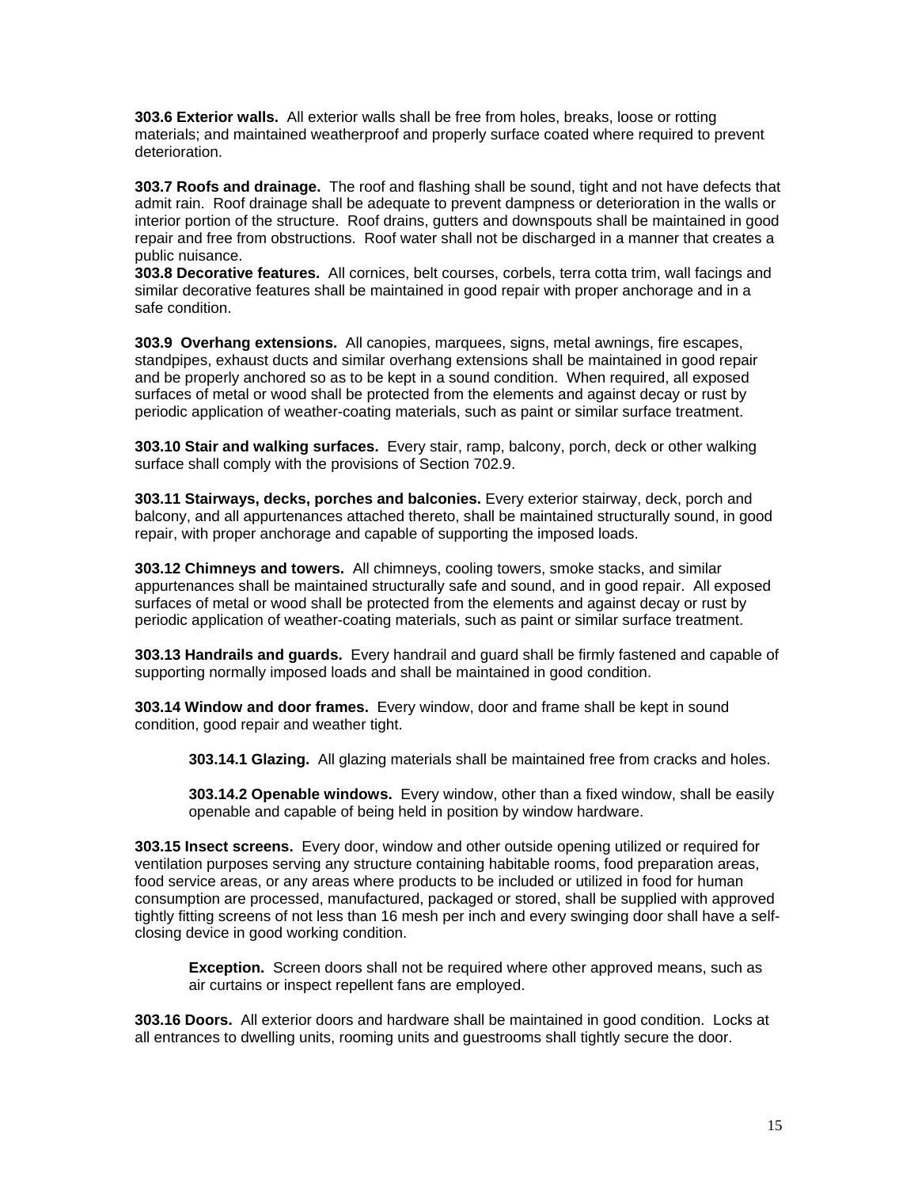**303.6 Exterior walls.** All exterior walls shall be free from holes, breaks, loose or rotting materials; and maintained weatherproof and properly surface coated where required to prevent deterioration.

**303.7 Roofs and drainage.** The roof and flashing shall be sound, tight and not have defects that admit rain. Roof drainage shall be adequate to prevent dampness or deterioration in the walls or interior portion of the structure. Roof drains, gutters and downspouts shall be maintained in good repair and free from obstructions. Roof water shall not be discharged in a manner that creates a public nuisance.

**303.8 Decorative features.** All cornices, belt courses, corbels, terra cotta trim, wall facings and similar decorative features shall be maintained in good repair with proper anchorage and in a safe condition.

**303.9 Overhang extensions.** All canopies, marquees, signs, metal awnings, fire escapes, standpipes, exhaust ducts and similar overhang extensions shall be maintained in good repair and be properly anchored so as to be kept in a sound condition. When required, all exposed surfaces of metal or wood shall be protected from the elements and against decay or rust by periodic application of weather-coating materials, such as paint or similar surface treatment.

**303.10 Stair and walking surfaces.** Every stair, ramp, balcony, porch, deck or other walking surface shall comply with the provisions of Section 702.9.

**303.11 Stairways, decks, porches and balconies.** Every exterior stairway, deck, porch and balcony, and all appurtenances attached thereto, shall be maintained structurally sound, in good repair, with proper anchorage and capable of supporting the imposed loads.

**303.12 Chimneys and towers.** All chimneys, cooling towers, smoke stacks, and similar appurtenances shall be maintained structurally safe and sound, and in good repair. All exposed surfaces of metal or wood shall be protected from the elements and against decay or rust by periodic application of weather-coating materials, such as paint or similar surface treatment.

**303.13 Handrails and guards.** Every handrail and guard shall be firmly fastened and capable of supporting normally imposed loads and shall be maintained in good condition.

**303.14 Window and door frames.** Every window, door and frame shall be kept in sound condition, good repair and weather tight.

> **303.14.1 Glazing.** All glazing materials shall be maintained free from cracks and holes.
>
> **303.14.2 Openable windows.** Every window, other than a fixed window, shall be easily openable and capable of being held in position by window hardware.

**303.15 Insect screens.** Every door, window and other outside opening utilized or required for ventilation purposes serving any structure containing habitable rooms, food preparation areas, food service areas, or any areas where products to be included or utilized in food for human consumption are processed, manufactured, packaged or stored, shall be supplied with approved tightly fitting screens of not less than 16 mesh per inch and every swinging door shall have a self-closing device in good working condition.

> **Exception.** Screen doors shall not be required where other approved means, such as air curtains or inspect repellent fans are employed.

**303.16 Doors.** All exterior doors and hardware shall be maintained in good condition. Locks at all entrances to dwelling units, rooming units and guestrooms shall tightly secure the door.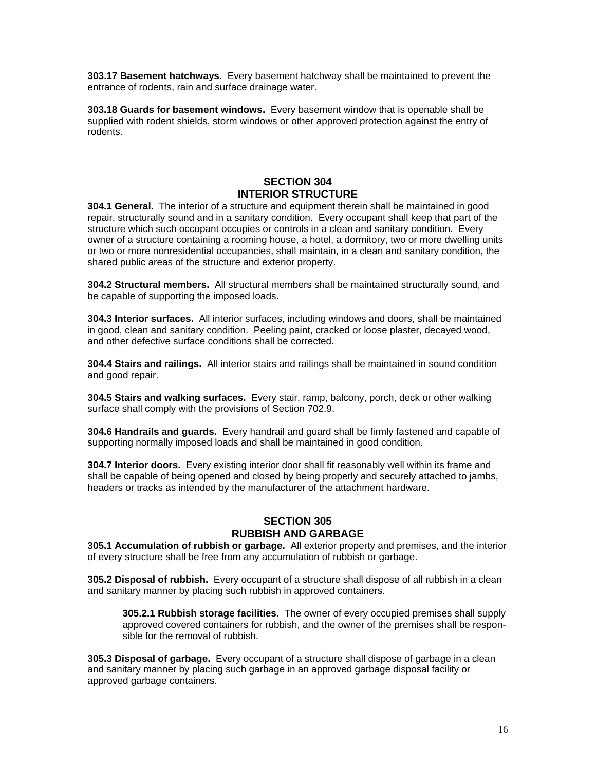**303.17 Basement hatchways.** Every basement hatchway shall be maintained to prevent the entrance of rodents, rain and surface drainage water.

**303.18 Guards for basement windows.** Every basement window that is openable shall be supplied with rodent shields, storm windows or other approved protection against the entry of rodents.

## SECTION 304
## INTERIOR STRUCTURE

**304.1 General.** The interior of a structure and equipment therein shall be maintained in good repair, structurally sound and in a sanitary condition. Every occupant shall keep that part of the structure which such occupant occupies or controls in a clean and sanitary condition. Every owner of a structure containing a rooming house, a hotel, a dormitory, two or more dwelling units or two or more nonresidential occupancies, shall maintain, in a clean and sanitary condition, the shared public areas of the structure and exterior property.

**304.2 Structural members.** All structural members shall be maintained structurally sound, and be capable of supporting the imposed loads.

**304.3 Interior surfaces.** All interior surfaces, including windows and doors, shall be maintained in good, clean and sanitary condition. Peeling paint, cracked or loose plaster, decayed wood, and other defective surface conditions shall be corrected.

**304.4 Stairs and railings.** All interior stairs and railings shall be maintained in sound condition and good repair.

**304.5 Stairs and walking surfaces.** Every stair, ramp, balcony, porch, deck or other walking surface shall comply with the provisions of Section 702.9.

**304.6 Handrails and guards.** Every handrail and guard shall be firmly fastened and capable of supporting normally imposed loads and shall be maintained in good condition.

**304.7 Interior doors.** Every existing interior door shall fit reasonably well within its frame and shall be capable of being opened and closed by being properly and securely attached to jambs, headers or tracks as intended by the manufacturer of the attachment hardware.

## SECTION 305
## RUBBISH AND GARBAGE

**305.1 Accumulation of rubbish or garbage.** All exterior property and premises, and the interior of every structure shall be free from any accumulation of rubbish or garbage.

**305.2 Disposal of rubbish.** Every occupant of a structure shall dispose of all rubbish in a clean and sanitary manner by placing such rubbish in approved containers.

> **305.2.1 Rubbish storage facilities.** The owner of every occupied premises shall supply approved covered containers for rubbish, and the owner of the premises shall be responsible for the removal of rubbish.

**305.3 Disposal of garbage.** Every occupant of a structure shall dispose of garbage in a clean and sanitary manner by placing such garbage in an approved garbage disposal facility or approved garbage containers.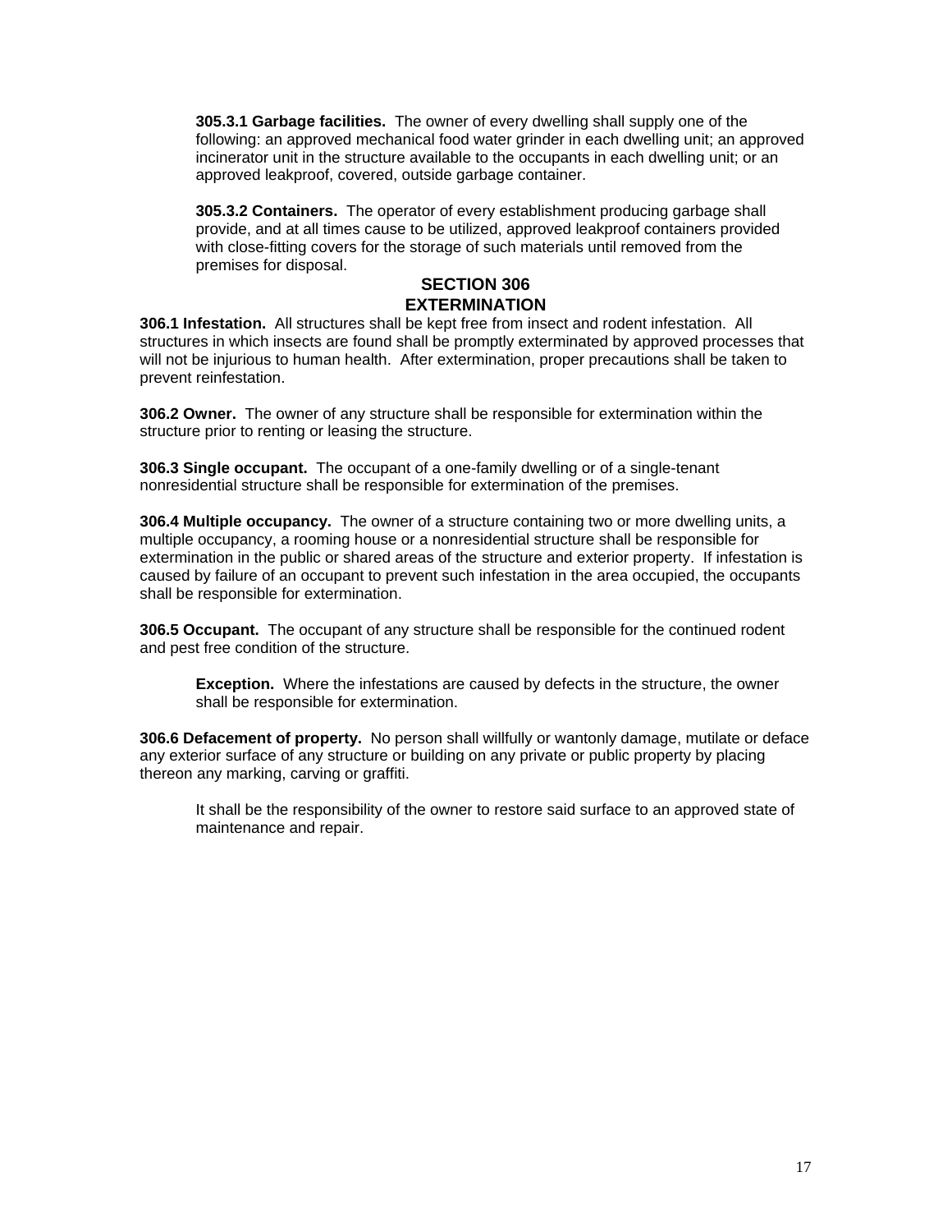**305.3.1 Garbage facilities.** The owner of every dwelling shall supply one of the following: an approved mechanical food water grinder in each dwelling unit; an approved incinerator unit in the structure available to the occupants in each dwelling unit; or an approved leakproof, covered, outside garbage container.

**305.3.2 Containers.** The operator of every establishment producing garbage shall provide, and at all times cause to be utilized, approved leakproof containers provided with close-fitting covers for the storage of such materials until removed from the premises for disposal.

## SECTION 306
## EXTERMINATION

**306.1 Infestation.** All structures shall be kept free from insect and rodent infestation. All structures in which insects are found shall be promptly exterminated by approved processes that will not be injurious to human health. After extermination, proper precautions shall be taken to prevent reinfestation.

**306.2 Owner.** The owner of any structure shall be responsible for extermination within the structure prior to renting or leasing the structure.

**306.3 Single occupant.** The occupant of a one-family dwelling or of a single-tenant nonresidential structure shall be responsible for extermination of the premises.

**306.4 Multiple occupancy.** The owner of a structure containing two or more dwelling units, a multiple occupancy, a rooming house or a nonresidential structure shall be responsible for extermination in the public or shared areas of the structure and exterior property. If infestation is caused by failure of an occupant to prevent such infestation in the area occupied, the occupants shall be responsible for extermination.

**306.5 Occupant.** The occupant of any structure shall be responsible for the continued rodent and pest free condition of the structure.

**Exception.** Where the infestations are caused by defects in the structure, the owner shall be responsible for extermination.

**306.6 Defacement of property.** No person shall willfully or wantonly damage, mutilate or deface any exterior surface of any structure or building on any private or public property by placing thereon any marking, carving or graffiti.

It shall be the responsibility of the owner to restore said surface to an approved state of maintenance and repair.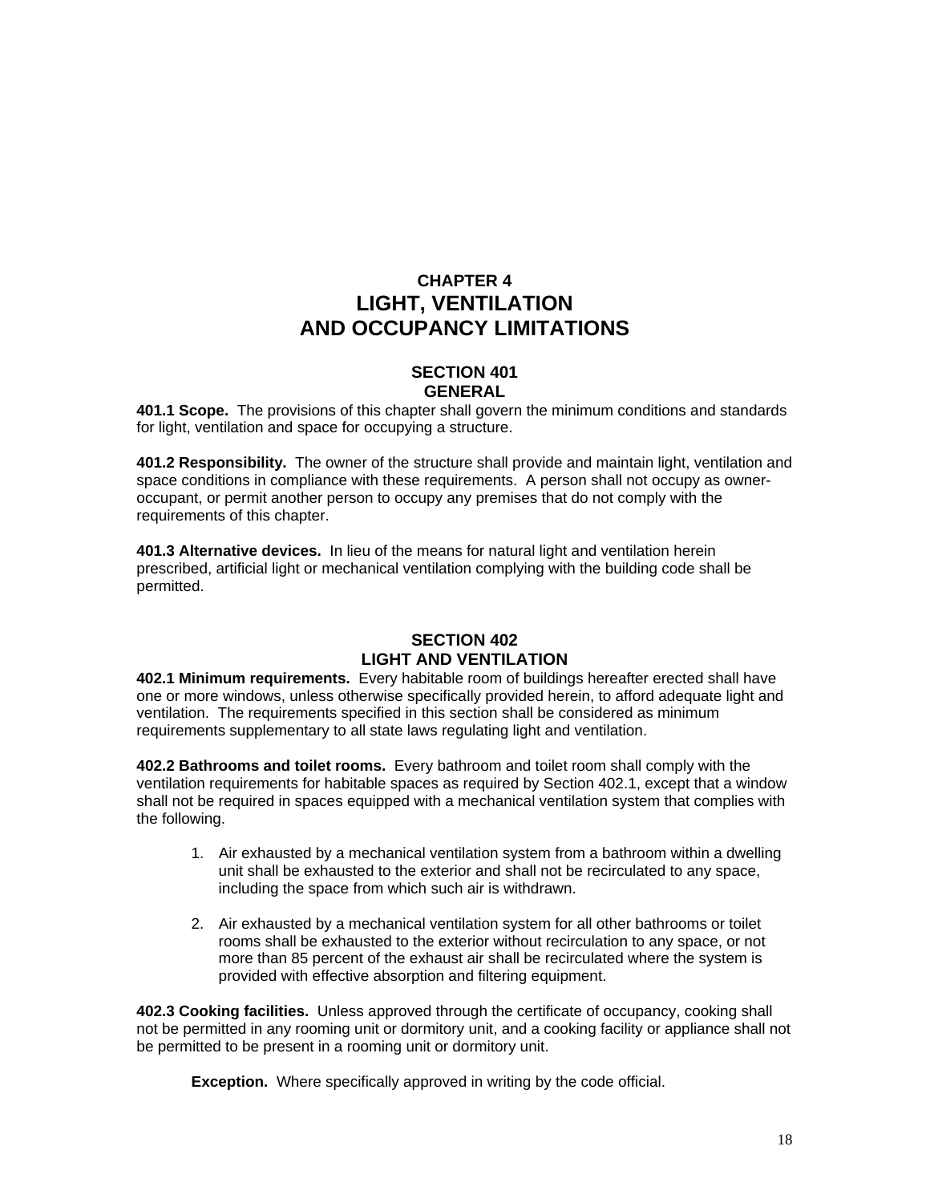# CHAPTER 4
# LIGHT, VENTILATION AND OCCUPANCY LIMITATIONS

## SECTION 401
## GENERAL

**401.1 Scope.** The provisions of this chapter shall govern the minimum conditions and standards for light, ventilation and space for occupying a structure.

**401.2 Responsibility.** The owner of the structure shall provide and maintain light, ventilation and space conditions in compliance with these requirements. A person shall not occupy as owner-occupant, or permit another person to occupy any premises that do not comply with the requirements of this chapter.

**401.3 Alternative devices.** In lieu of the means for natural light and ventilation herein prescribed, artificial light or mechanical ventilation complying with the building code shall be permitted.

## SECTION 402
## LIGHT AND VENTILATION

**402.1 Minimum requirements.** Every habitable room of buildings hereafter erected shall have one or more windows, unless otherwise specifically provided herein, to afford adequate light and ventilation. The requirements specified in this section shall be considered as minimum requirements supplementary to all state laws regulating light and ventilation.

**402.2 Bathrooms and toilet rooms.** Every bathroom and toilet room shall comply with the ventilation requirements for habitable spaces as required by Section 402.1, except that a window shall not be required in spaces equipped with a mechanical ventilation system that complies with the following.

1. Air exhausted by a mechanical ventilation system from a bathroom within a dwelling unit shall be exhausted to the exterior and shall not be recirculated to any space, including the space from which such air is withdrawn.

2. Air exhausted by a mechanical ventilation system for all other bathrooms or toilet rooms shall be exhausted to the exterior without recirculation to any space, or not more than 85 percent of the exhaust air shall be recirculated where the system is provided with effective absorption and filtering equipment.

**402.3 Cooking facilities.** Unless approved through the certificate of occupancy, cooking shall not be permitted in any rooming unit or dormitory unit, and a cooking facility or appliance shall not be permitted to be present in a rooming unit or dormitory unit.

**Exception.** Where specifically approved in writing by the code official.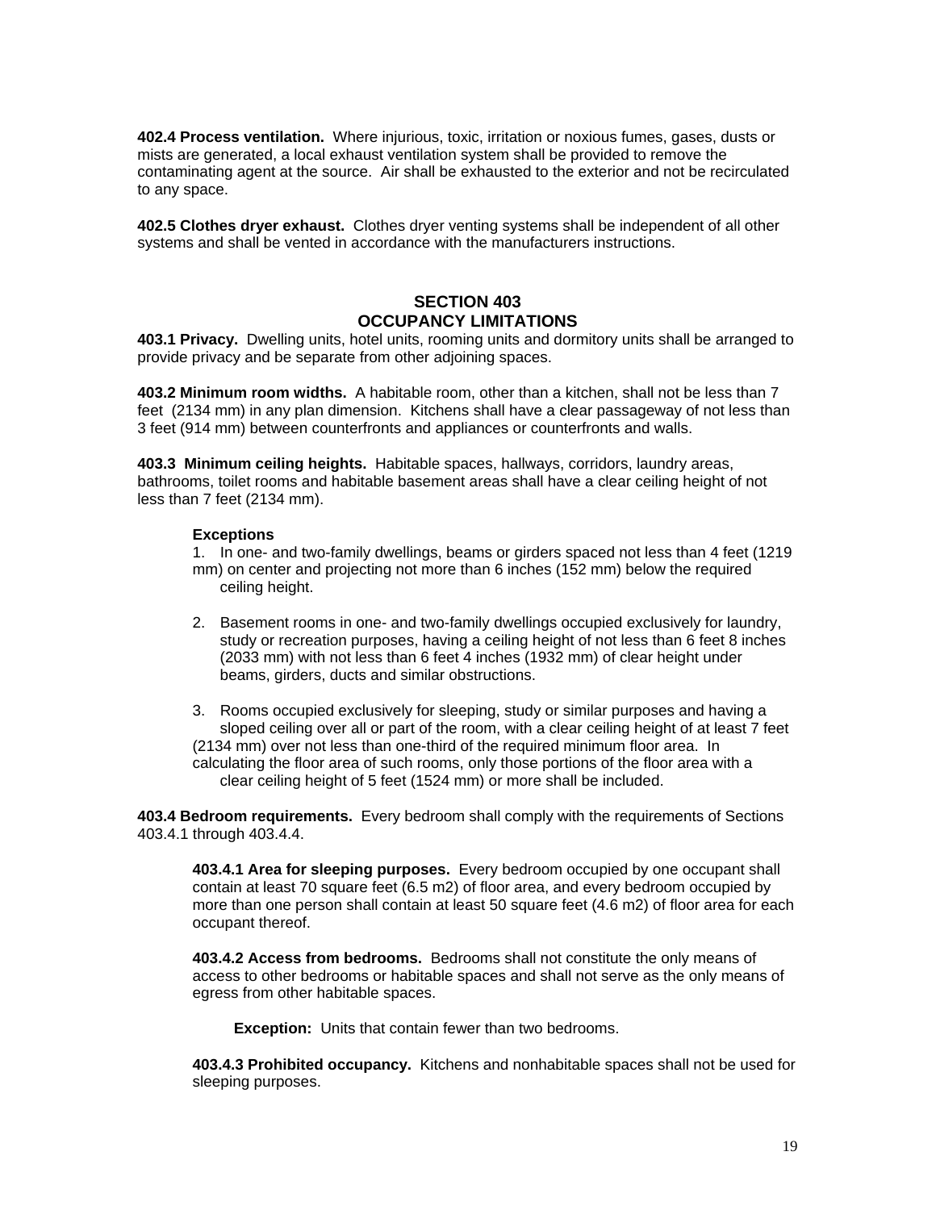**402.4 Process ventilation.** Where injurious, toxic, irritation or noxious fumes, gases, dusts or mists are generated, a local exhaust ventilation system shall be provided to remove the contaminating agent at the source. Air shall be exhausted to the exterior and not be recirculated to any space.

**402.5 Clothes dryer exhaust.** Clothes dryer venting systems shall be independent of all other systems and shall be vented in accordance with the manufacturers instructions.

## SECTION 403
## OCCUPANCY LIMITATIONS

**403.1 Privacy.** Dwelling units, hotel units, rooming units and dormitory units shall be arranged to provide privacy and be separate from other adjoining spaces.

**403.2 Minimum room widths.** A habitable room, other than a kitchen, shall not be less than 7 feet (2134 mm) in any plan dimension. Kitchens shall have a clear passageway of not less than 3 feet (914 mm) between counterfronts and appliances or counterfronts and walls.

**403.3 Minimum ceiling heights.** Habitable spaces, hallways, corridors, laundry areas, bathrooms, toilet rooms and habitable basement areas shall have a clear ceiling height of not less than 7 feet (2134 mm).

**Exceptions**

1. In one- and two-family dwellings, beams or girders spaced not less than 4 feet (1219 mm) on center and projecting not more than 6 inches (152 mm) below the required ceiling height.

2. Basement rooms in one- and two-family dwellings occupied exclusively for laundry, study or recreation purposes, having a ceiling height of not less than 6 feet 8 inches (2033 mm) with not less than 6 feet 4 inches (1932 mm) of clear height under beams, girders, ducts and similar obstructions.

3. Rooms occupied exclusively for sleeping, study or similar purposes and having a sloped ceiling over all or part of the room, with a clear ceiling height of at least 7 feet (2134 mm) over not less than one-third of the required minimum floor area. In calculating the floor area of such rooms, only those portions of the floor area with a clear ceiling height of 5 feet (1524 mm) or more shall be included.

**403.4 Bedroom requirements.** Every bedroom shall comply with the requirements of Sections 403.4.1 through 403.4.4.

**403.4.1 Area for sleeping purposes.** Every bedroom occupied by one occupant shall contain at least 70 square feet (6.5 m2) of floor area, and every bedroom occupied by more than one person shall contain at least 50 square feet (4.6 m2) of floor area for each occupant thereof.

**403.4.2 Access from bedrooms.** Bedrooms shall not constitute the only means of access to other bedrooms or habitable spaces and shall not serve as the only means of egress from other habitable spaces.

**Exception:** Units that contain fewer than two bedrooms.

**403.4.3 Prohibited occupancy.** Kitchens and nonhabitable spaces shall not be used for sleeping purposes.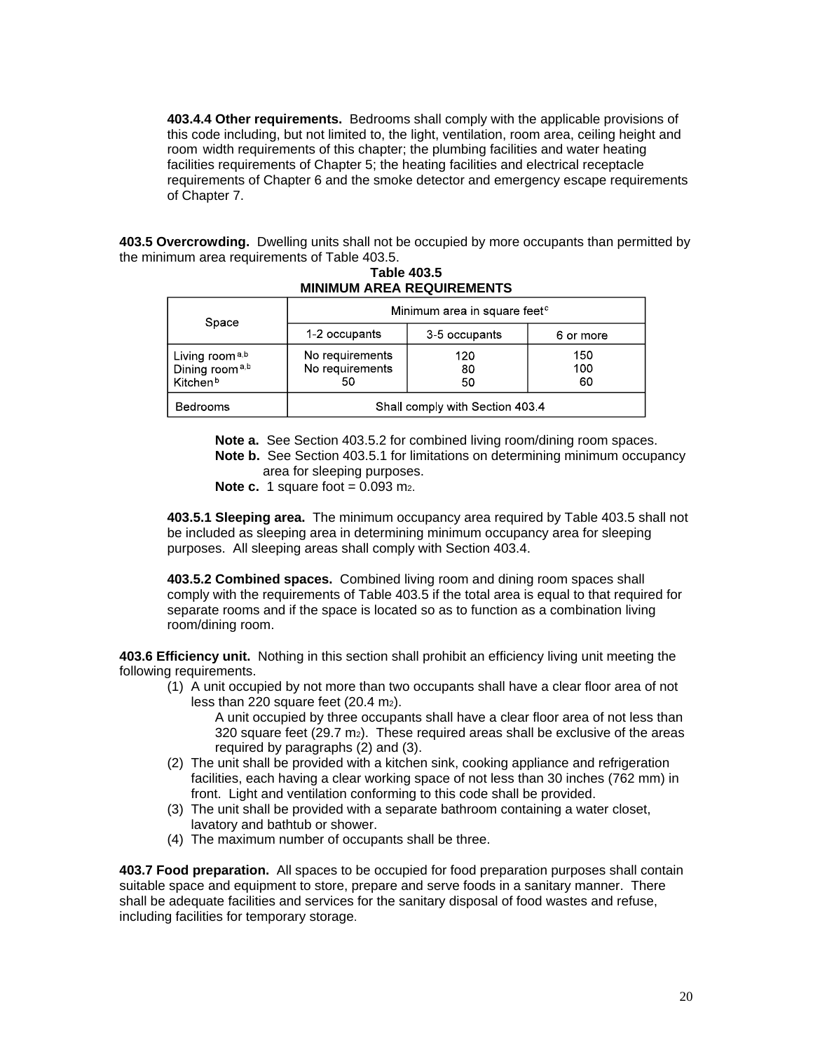**403.4.4 Other requirements.** Bedrooms shall comply with the applicable provisions of this code including, but not limited to, the light, ventilation, room area, ceiling height and room width requirements of this chapter; the plumbing facilities and water heating facilities requirements of Chapter 5; the heating facilities and electrical receptacle requirements of Chapter 6 and the smoke detector and emergency escape requirements of Chapter 7.

**403.5 Overcrowding.** Dwelling units shall not be occupied by more occupants than permitted by the minimum area requirements of Table 403.5.

**Table 403.5**
**MINIMUM AREA REQUIREMENTS**

| Space | Minimum area in square feet[c] | | |
|---|---|---|---|
| | 1-2 occupants | 3-5 occupants | 6 or more |
| Living room[a,b] | No requirements | 120 | 150 |
| Dining room[a,b] | No requirements | 80 | 100 |
| Kitchen[b] | 50 | 50 | 60 |
| Bedrooms | Shall comply with Section 403.4 | | |

**Note a.** See Section 403.5.2 for combined living room/dining room spaces.
**Note b.** See Section 403.5.1 for limitations on determining minimum occupancy area for sleeping purposes.
**Note c.** 1 square foot = 0.093 $m^2$.

**403.5.1 Sleeping area.** The minimum occupancy area required by Table 403.5 shall not be included as sleeping area in determining minimum occupancy area for sleeping purposes. All sleeping areas shall comply with Section 403.4.

**403.5.2 Combined spaces.** Combined living room and dining room spaces shall comply with the requirements of Table 403.5 if the total area is equal to that required for separate rooms and if the space is located so as to function as a combination living room/dining room.

**403.6 Efficiency unit.** Nothing in this section shall prohibit an efficiency living unit meeting the following requirements.

1. A unit occupied by not more than two occupants shall have a clear floor area of not less than 220 square feet (20.4 $m^2$).
   A unit occupied by three occupants shall have a clear floor area of not less than 320 square feet (29.7 $m^2$). These required areas shall be exclusive of the areas required by paragraphs (2) and (3).
2. The unit shall be provided with a kitchen sink, cooking appliance and refrigeration facilities, each having a clear working space of not less than 30 inches (762 mm) in front. Light and ventilation conforming to this code shall be provided.
3. The unit shall be provided with a separate bathroom containing a water closet, lavatory and bathtub or shower.
4. The maximum number of occupants shall be three.

**403.7 Food preparation.** All spaces to be occupied for food preparation purposes shall contain suitable space and equipment to store, prepare and serve foods in a sanitary manner. There shall be adequate facilities and services for the sanitary disposal of food wastes and refuse, including facilities for temporary storage.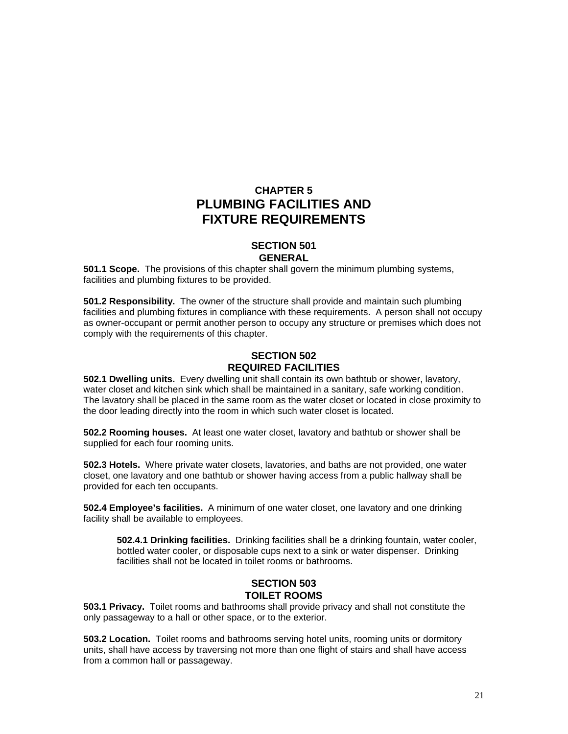# CHAPTER 5
# PLUMBING FACILITIES AND FIXTURE REQUIREMENTS

## SECTION 501
## GENERAL

**501.1 Scope.** The provisions of this chapter shall govern the minimum plumbing systems, facilities and plumbing fixtures to be provided.

**501.2 Responsibility.** The owner of the structure shall provide and maintain such plumbing facilities and plumbing fixtures in compliance with these requirements. A person shall not occupy as owner-occupant or permit another person to occupy any structure or premises which does not comply with the requirements of this chapter.

## SECTION 502
## REQUIRED FACILITIES

**502.1 Dwelling units.** Every dwelling unit shall contain its own bathtub or shower, lavatory, water closet and kitchen sink which shall be maintained in a sanitary, safe working condition. The lavatory shall be placed in the same room as the water closet or located in close proximity to the door leading directly into the room in which such water closet is located.

**502.2 Rooming houses.** At least one water closet, lavatory and bathtub or shower shall be supplied for each four rooming units.

**502.3 Hotels.** Where private water closets, lavatories, and baths are not provided, one water closet, one lavatory and one bathtub or shower having access from a public hallway shall be provided for each ten occupants.

**502.4 Employee's facilities.** A minimum of one water closet, one lavatory and one drinking facility shall be available to employees.

> **502.4.1 Drinking facilities.** Drinking facilities shall be a drinking fountain, water cooler, bottled water cooler, or disposable cups next to a sink or water dispenser. Drinking facilities shall not be located in toilet rooms or bathrooms.

## SECTION 503
## TOILET ROOMS

**503.1 Privacy.** Toilet rooms and bathrooms shall provide privacy and shall not constitute the only passageway to a hall or other space, or to the exterior.

**503.2 Location.** Toilet rooms and bathrooms serving hotel units, rooming units or dormitory units, shall have access by traversing not more than one flight of stairs and shall have access from a common hall or passageway.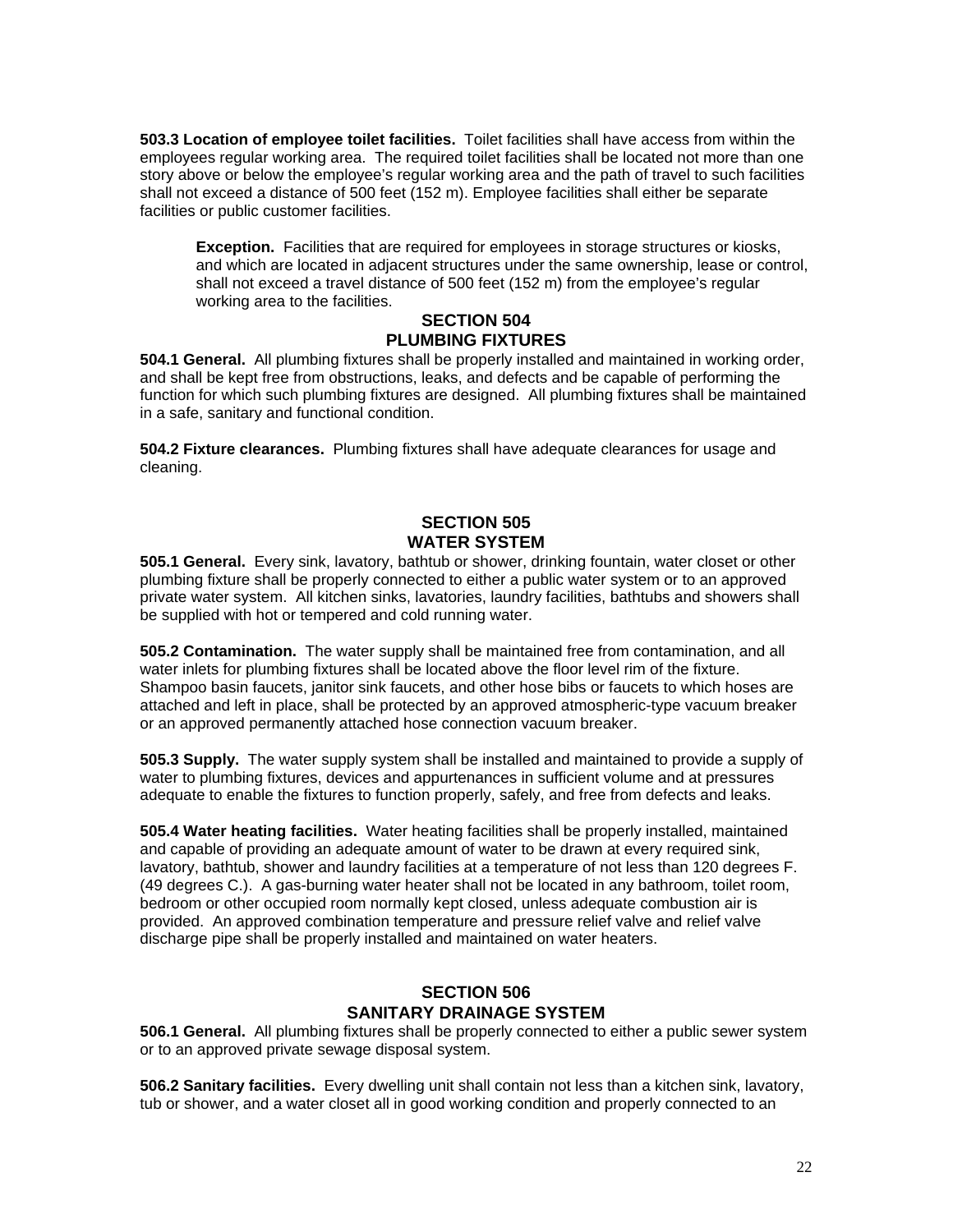**503.3 Location of employee toilet facilities.** Toilet facilities shall have access from within the employees regular working area. The required toilet facilities shall be located not more than one story above or below the employee's regular working area and the path of travel to such facilities shall not exceed a distance of 500 feet (152 m). Employee facilities shall either be separate facilities or public customer facilities.

> **Exception.** Facilities that are required for employees in storage structures or kiosks, and which are located in adjacent structures under the same ownership, lease or control, shall not exceed a travel distance of 500 feet (152 m) from the employee's regular working area to the facilities.

## SECTION 504
## PLUMBING FIXTURES

**504.1 General.** All plumbing fixtures shall be properly installed and maintained in working order, and shall be kept free from obstructions, leaks, and defects and be capable of performing the function for which such plumbing fixtures are designed. All plumbing fixtures shall be maintained in a safe, sanitary and functional condition.

**504.2 Fixture clearances.** Plumbing fixtures shall have adequate clearances for usage and cleaning.

## SECTION 505
## WATER SYSTEM

**505.1 General.** Every sink, lavatory, bathtub or shower, drinking fountain, water closet or other plumbing fixture shall be properly connected to either a public water system or to an approved private water system. All kitchen sinks, lavatories, laundry facilities, bathtubs and showers shall be supplied with hot or tempered and cold running water.

**505.2 Contamination.** The water supply shall be maintained free from contamination, and all water inlets for plumbing fixtures shall be located above the floor level rim of the fixture. Shampoo basin faucets, janitor sink faucets, and other hose bibs or faucets to which hoses are attached and left in place, shall be protected by an approved atmospheric-type vacuum breaker or an approved permanently attached hose connection vacuum breaker.

**505.3 Supply.** The water supply system shall be installed and maintained to provide a supply of water to plumbing fixtures, devices and appurtenances in sufficient volume and at pressures adequate to enable the fixtures to function properly, safely, and free from defects and leaks.

**505.4 Water heating facilities.** Water heating facilities shall be properly installed, maintained and capable of providing an adequate amount of water to be drawn at every required sink, lavatory, bathtub, shower and laundry facilities at a temperature of not less than 120 degrees F. (49 degrees C.). A gas-burning water heater shall not be located in any bathroom, toilet room, bedroom or other occupied room normally kept closed, unless adequate combustion air is provided. An approved combination temperature and pressure relief valve and relief valve discharge pipe shall be properly installed and maintained on water heaters.

## SECTION 506
## SANITARY DRAINAGE SYSTEM

**506.1 General.** All plumbing fixtures shall be properly connected to either a public sewer system or to an approved private sewage disposal system.

**506.2 Sanitary facilities.** Every dwelling unit shall contain not less than a kitchen sink, lavatory, tub or shower, and a water closet all in good working condition and properly connected to an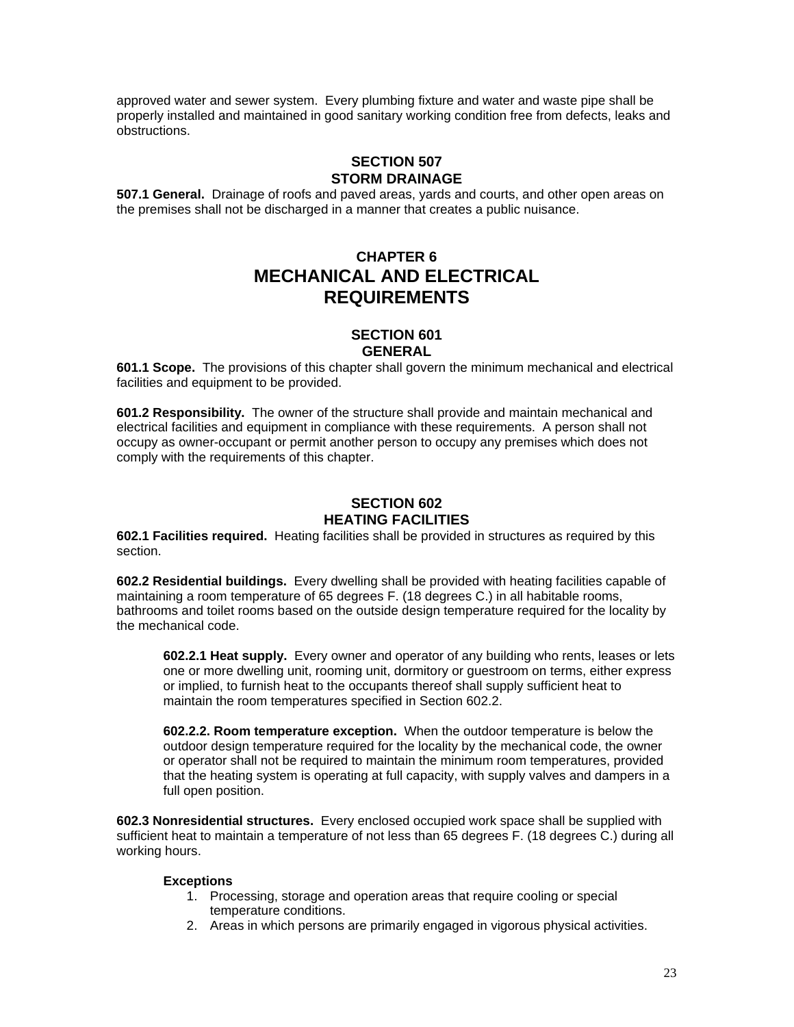approved water and sewer system. Every plumbing fixture and water and waste pipe shall be properly installed and maintained in good sanitary working condition free from defects, leaks and obstructions.

### SECTION 507
### STORM DRAINAGE

**507.1 General.** Drainage of roofs and paved areas, yards and courts, and other open areas on the premises shall not be discharged in a manner that creates a public nuisance.

# CHAPTER 6
# MECHANICAL AND ELECTRICAL REQUIREMENTS

### SECTION 601
### GENERAL

**601.1 Scope.** The provisions of this chapter shall govern the minimum mechanical and electrical facilities and equipment to be provided.

**601.2 Responsibility.** The owner of the structure shall provide and maintain mechanical and electrical facilities and equipment in compliance with these requirements. A person shall not occupy as owner-occupant or permit another person to occupy any premises which does not comply with the requirements of this chapter.

### SECTION 602
### HEATING FACILITIES

**602.1 Facilities required.** Heating facilities shall be provided in structures as required by this section.

**602.2 Residential buildings.** Every dwelling shall be provided with heating facilities capable of maintaining a room temperature of 65 degrees F. (18 degrees C.) in all habitable rooms, bathrooms and toilet rooms based on the outside design temperature required for the locality by the mechanical code.

> **602.2.1 Heat supply.** Every owner and operator of any building who rents, leases or lets one or more dwelling unit, rooming unit, dormitory or guestroom on terms, either express or implied, to furnish heat to the occupants thereof shall supply sufficient heat to maintain the room temperatures specified in Section 602.2.
>
> **602.2.2. Room temperature exception.** When the outdoor temperature is below the outdoor design temperature required for the locality by the mechanical code, the owner or operator shall not be required to maintain the minimum room temperatures, provided that the heating system is operating at full capacity, with supply valves and dampers in a full open position.

**602.3 Nonresidential structures.** Every enclosed occupied work space shall be supplied with sufficient heat to maintain a temperature of not less than 65 degrees F. (18 degrees C.) during all working hours.

**Exceptions**

1. Processing, storage and operation areas that require cooling or special temperature conditions.
2. Areas in which persons are primarily engaged in vigorous physical activities.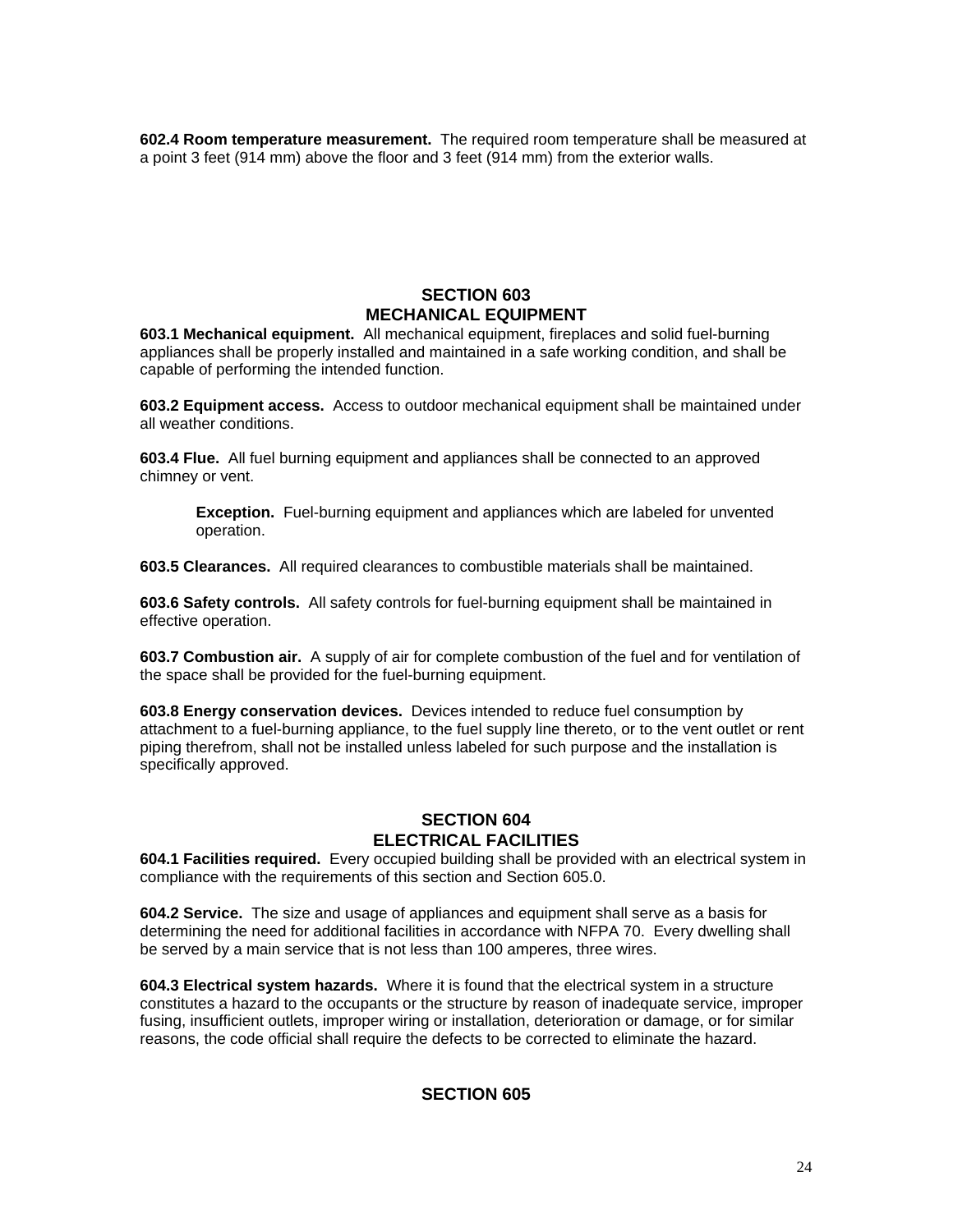**602.4 Room temperature measurement.** The required room temperature shall be measured at a point 3 feet (914 mm) above the floor and 3 feet (914 mm) from the exterior walls.

## SECTION 603
## MECHANICAL EQUIPMENT

**603.1 Mechanical equipment.** All mechanical equipment, fireplaces and solid fuel-burning appliances shall be properly installed and maintained in a safe working condition, and shall be capable of performing the intended function.

**603.2 Equipment access.** Access to outdoor mechanical equipment shall be maintained under all weather conditions.

**603.4 Flue.** All fuel burning equipment and appliances shall be connected to an approved chimney or vent.

> **Exception.** Fuel-burning equipment and appliances which are labeled for unvented operation.

**603.5 Clearances.** All required clearances to combustible materials shall be maintained.

**603.6 Safety controls.** All safety controls for fuel-burning equipment shall be maintained in effective operation.

**603.7 Combustion air.** A supply of air for complete combustion of the fuel and for ventilation of the space shall be provided for the fuel-burning equipment.

**603.8 Energy conservation devices.** Devices intended to reduce fuel consumption by attachment to a fuel-burning appliance, to the fuel supply line thereto, or to the vent outlet or rent piping therefrom, shall not be installed unless labeled for such purpose and the installation is specifically approved.

## SECTION 604
## ELECTRICAL FACILITIES

**604.1 Facilities required.** Every occupied building shall be provided with an electrical system in compliance with the requirements of this section and Section 605.0.

**604.2 Service.** The size and usage of appliances and equipment shall serve as a basis for determining the need for additional facilities in accordance with NFPA 70. Every dwelling shall be served by a main service that is not less than 100 amperes, three wires.

**604.3 Electrical system hazards.** Where it is found that the electrical system in a structure constitutes a hazard to the occupants or the structure by reason of inadequate service, improper fusing, insufficient outlets, improper wiring or installation, deterioration or damage, or for similar reasons, the code official shall require the defects to be corrected to eliminate the hazard.

## SECTION 605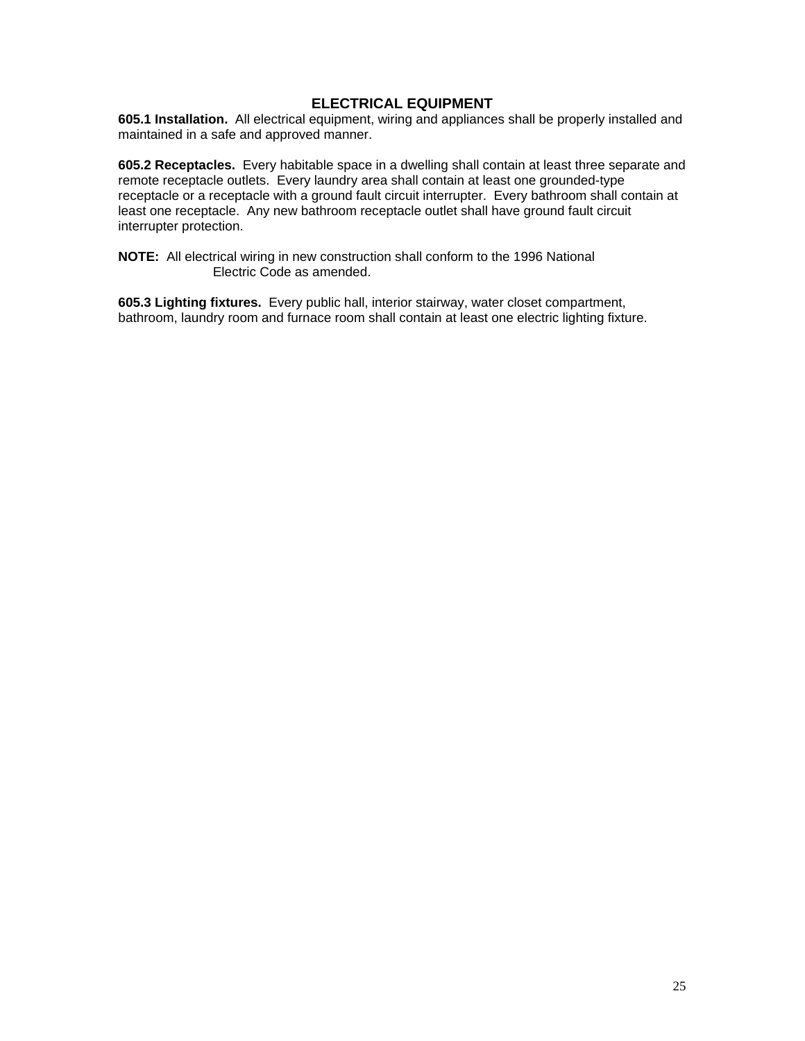## ELECTRICAL EQUIPMENT

**605.1 Installation.** All electrical equipment, wiring and appliances shall be properly installed and maintained in a safe and approved manner.

**605.2 Receptacles.** Every habitable space in a dwelling shall contain at least three separate and remote receptacle outlets. Every laundry area shall contain at least one grounded-type receptacle or a receptacle with a ground fault circuit interrupter. Every bathroom shall contain at least one receptacle. Any new bathroom receptacle outlet shall have ground fault circuit interrupter protection.

**NOTE:** All electrical wiring in new construction shall conform to the 1996 National Electric Code as amended.

**605.3 Lighting fixtures.** Every public hall, interior stairway, water closet compartment, bathroom, laundry room and furnace room shall contain at least one electric lighting fixture.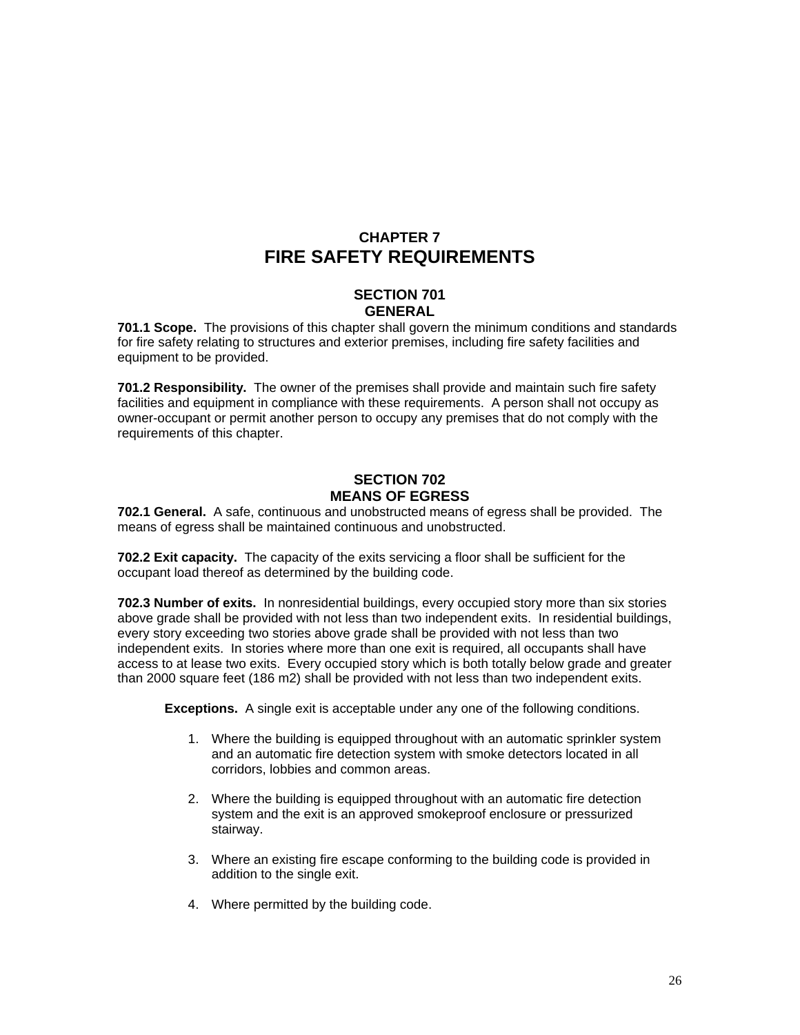# CHAPTER 7
# FIRE SAFETY REQUIREMENTS

## SECTION 701
## GENERAL

**701.1 Scope.** The provisions of this chapter shall govern the minimum conditions and standards for fire safety relating to structures and exterior premises, including fire safety facilities and equipment to be provided.

**701.2 Responsibility.** The owner of the premises shall provide and maintain such fire safety facilities and equipment in compliance with these requirements. A person shall not occupy as owner-occupant or permit another person to occupy any premises that do not comply with the requirements of this chapter.

## SECTION 702
## MEANS OF EGRESS

**702.1 General.** A safe, continuous and unobstructed means of egress shall be provided. The means of egress shall be maintained continuous and unobstructed.

**702.2 Exit capacity.** The capacity of the exits servicing a floor shall be sufficient for the occupant load thereof as determined by the building code.

**702.3 Number of exits.** In nonresidential buildings, every occupied story more than six stories above grade shall be provided with not less than two independent exits. In residential buildings, every story exceeding two stories above grade shall be provided with not less than two independent exits. In stories where more than one exit is required, all occupants shall have access to at lease two exits. Every occupied story which is both totally below grade and greater than 2000 square feet (186 m2) shall be provided with not less than two independent exits.

**Exceptions.** A single exit is acceptable under any one of the following conditions.

1. Where the building is equipped throughout with an automatic sprinkler system and an automatic fire detection system with smoke detectors located in all corridors, lobbies and common areas.

2. Where the building is equipped throughout with an automatic fire detection system and the exit is an approved smokeproof enclosure or pressurized stairway.

3. Where an existing fire escape conforming to the building code is provided in addition to the single exit.

4. Where permitted by the building code.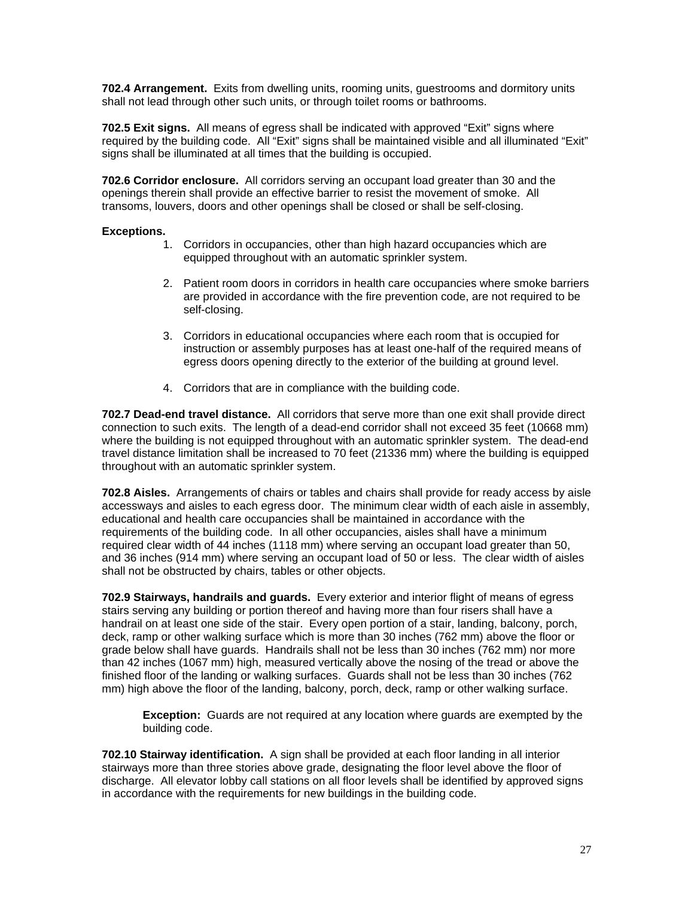**702.4 Arrangement.** Exits from dwelling units, rooming units, guestrooms and dormitory units shall not lead through other such units, or through toilet rooms or bathrooms.

**702.5 Exit signs.** All means of egress shall be indicated with approved "Exit" signs where required by the building code. All "Exit" signs shall be maintained visible and all illuminated "Exit" signs shall be illuminated at all times that the building is occupied.

**702.6 Corridor enclosure.** All corridors serving an occupant load greater than 30 and the openings therein shall provide an effective barrier to resist the movement of smoke. All transoms, louvers, doors and other openings shall be closed or shall be self-closing.

**Exceptions.**

1. Corridors in occupancies, other than high hazard occupancies which are equipped throughout with an automatic sprinkler system.

2. Patient room doors in corridors in health care occupancies where smoke barriers are provided in accordance with the fire prevention code, are not required to be self-closing.

3. Corridors in educational occupancies where each room that is occupied for instruction or assembly purposes has at least one-half of the required means of egress doors opening directly to the exterior of the building at ground level.

4. Corridors that are in compliance with the building code.

**702.7 Dead-end travel distance.** All corridors that serve more than one exit shall provide direct connection to such exits. The length of a dead-end corridor shall not exceed 35 feet (10668 mm) where the building is not equipped throughout with an automatic sprinkler system. The dead-end travel distance limitation shall be increased to 70 feet (21336 mm) where the building is equipped throughout with an automatic sprinkler system.

**702.8 Aisles.** Arrangements of chairs or tables and chairs shall provide for ready access by aisle accessways and aisles to each egress door. The minimum clear width of each aisle in assembly, educational and health care occupancies shall be maintained in accordance with the requirements of the building code. In all other occupancies, aisles shall have a minimum required clear width of 44 inches (1118 mm) where serving an occupant load greater than 50, and 36 inches (914 mm) where serving an occupant load of 50 or less. The clear width of aisles shall not be obstructed by chairs, tables or other objects.

**702.9 Stairways, handrails and guards.** Every exterior and interior flight of means of egress stairs serving any building or portion thereof and having more than four risers shall have a handrail on at least one side of the stair. Every open portion of a stair, landing, balcony, porch, deck, ramp or other walking surface which is more than 30 inches (762 mm) above the floor or grade below shall have guards. Handrails shall not be less than 30 inches (762 mm) nor more than 42 inches (1067 mm) high, measured vertically above the nosing of the tread or above the finished floor of the landing or walking surfaces. Guards shall not be less than 30 inches (762 mm) high above the floor of the landing, balcony, porch, deck, ramp or other walking surface.

**Exception:** Guards are not required at any location where guards are exempted by the building code.

**702.10 Stairway identification.** A sign shall be provided at each floor landing in all interior stairways more than three stories above grade, designating the floor level above the floor of discharge. All elevator lobby call stations on all floor levels shall be identified by approved signs in accordance with the requirements for new buildings in the building code.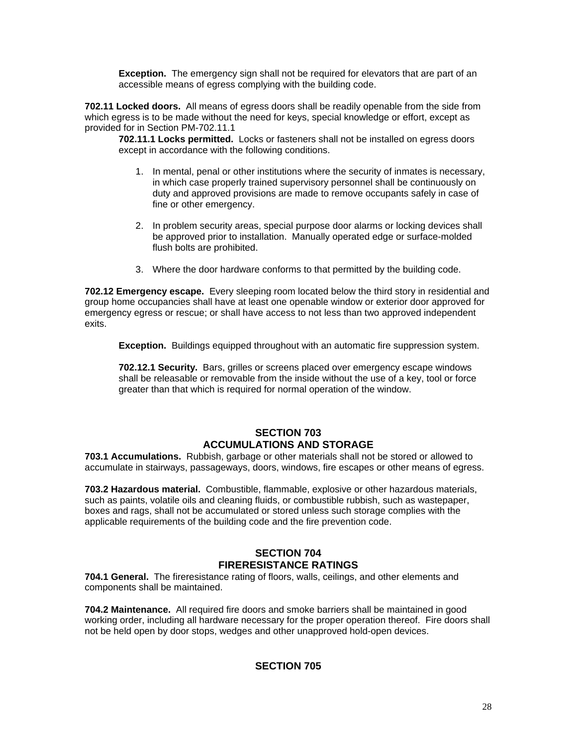**Exception.** The emergency sign shall not be required for elevators that are part of an accessible means of egress complying with the building code.

**702.11 Locked doors.** All means of egress doors shall be readily openable from the side from which egress is to be made without the need for keys, special knowledge or effort, except as provided for in Section PM-702.11.1

**702.11.1 Locks permitted.** Locks or fasteners shall not be installed on egress doors except in accordance with the following conditions.

1. In mental, penal or other institutions where the security of inmates is necessary, in which case properly trained supervisory personnel shall be continuously on duty and approved provisions are made to remove occupants safely in case of fine or other emergency.

2. In problem security areas, special purpose door alarms or locking devices shall be approved prior to installation. Manually operated edge or surface-molded flush bolts are prohibited.

3. Where the door hardware conforms to that permitted by the building code.

**702.12 Emergency escape.** Every sleeping room located below the third story in residential and group home occupancies shall have at least one openable window or exterior door approved for emergency egress or rescue; or shall have access to not less than two approved independent exits.

**Exception.** Buildings equipped throughout with an automatic fire suppression system.

**702.12.1 Security.** Bars, grilles or screens placed over emergency escape windows shall be releasable or removable from the inside without the use of a key, tool or force greater than that which is required for normal operation of the window.

## SECTION 703
## ACCUMULATIONS AND STORAGE

**703.1 Accumulations.** Rubbish, garbage or other materials shall not be stored or allowed to accumulate in stairways, passageways, doors, windows, fire escapes or other means of egress.

**703.2 Hazardous material.** Combustible, flammable, explosive or other hazardous materials, such as paints, volatile oils and cleaning fluids, or combustible rubbish, such as wastepaper, boxes and rags, shall not be accumulated or stored unless such storage complies with the applicable requirements of the building code and the fire prevention code.

## SECTION 704
## FIRERESISTANCE RATINGS

**704.1 General.** The fireresistance rating of floors, walls, ceilings, and other elements and components shall be maintained.

**704.2 Maintenance.** All required fire doors and smoke barriers shall be maintained in good working order, including all hardware necessary for the proper operation thereof. Fire doors shall not be held open by door stops, wedges and other unapproved hold-open devices.

## SECTION 705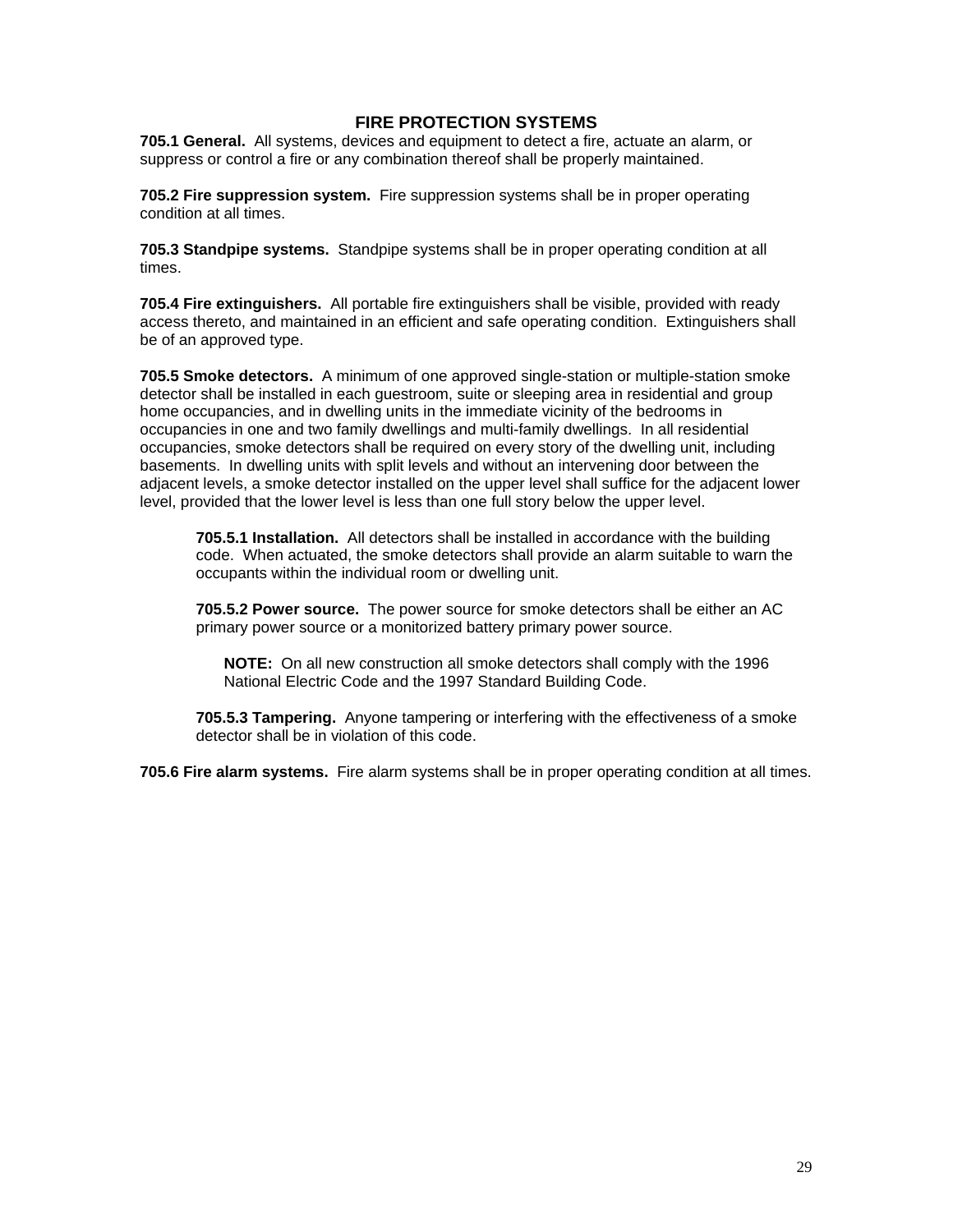## FIRE PROTECTION SYSTEMS

**705.1 General.** All systems, devices and equipment to detect a fire, actuate an alarm, or suppress or control a fire or any combination thereof shall be properly maintained.

**705.2 Fire suppression system.** Fire suppression systems shall be in proper operating condition at all times.

**705.3 Standpipe systems.** Standpipe systems shall be in proper operating condition at all times.

**705.4 Fire extinguishers.** All portable fire extinguishers shall be visible, provided with ready access thereto, and maintained in an efficient and safe operating condition. Extinguishers shall be of an approved type.

**705.5 Smoke detectors.** A minimum of one approved single-station or multiple-station smoke detector shall be installed in each guestroom, suite or sleeping area in residential and group home occupancies, and in dwelling units in the immediate vicinity of the bedrooms in occupancies in one and two family dwellings and multi-family dwellings. In all residential occupancies, smoke detectors shall be required on every story of the dwelling unit, including basements. In dwelling units with split levels and without an intervening door between the adjacent levels, a smoke detector installed on the upper level shall suffice for the adjacent lower level, provided that the lower level is less than one full story below the upper level.

> **705.5.1 Installation.** All detectors shall be installed in accordance with the building code. When actuated, the smoke detectors shall provide an alarm suitable to warn the occupants within the individual room or dwelling unit.
>
> **705.5.2 Power source.** The power source for smoke detectors shall be either an AC primary power source or a monitorized battery primary power source.
>
> > **NOTE:** On all new construction all smoke detectors shall comply with the 1996 National Electric Code and the 1997 Standard Building Code.
>
> **705.5.3 Tampering.** Anyone tampering or interfering with the effectiveness of a smoke detector shall be in violation of this code.

**705.6 Fire alarm systems.** Fire alarm systems shall be in proper operating condition at all times.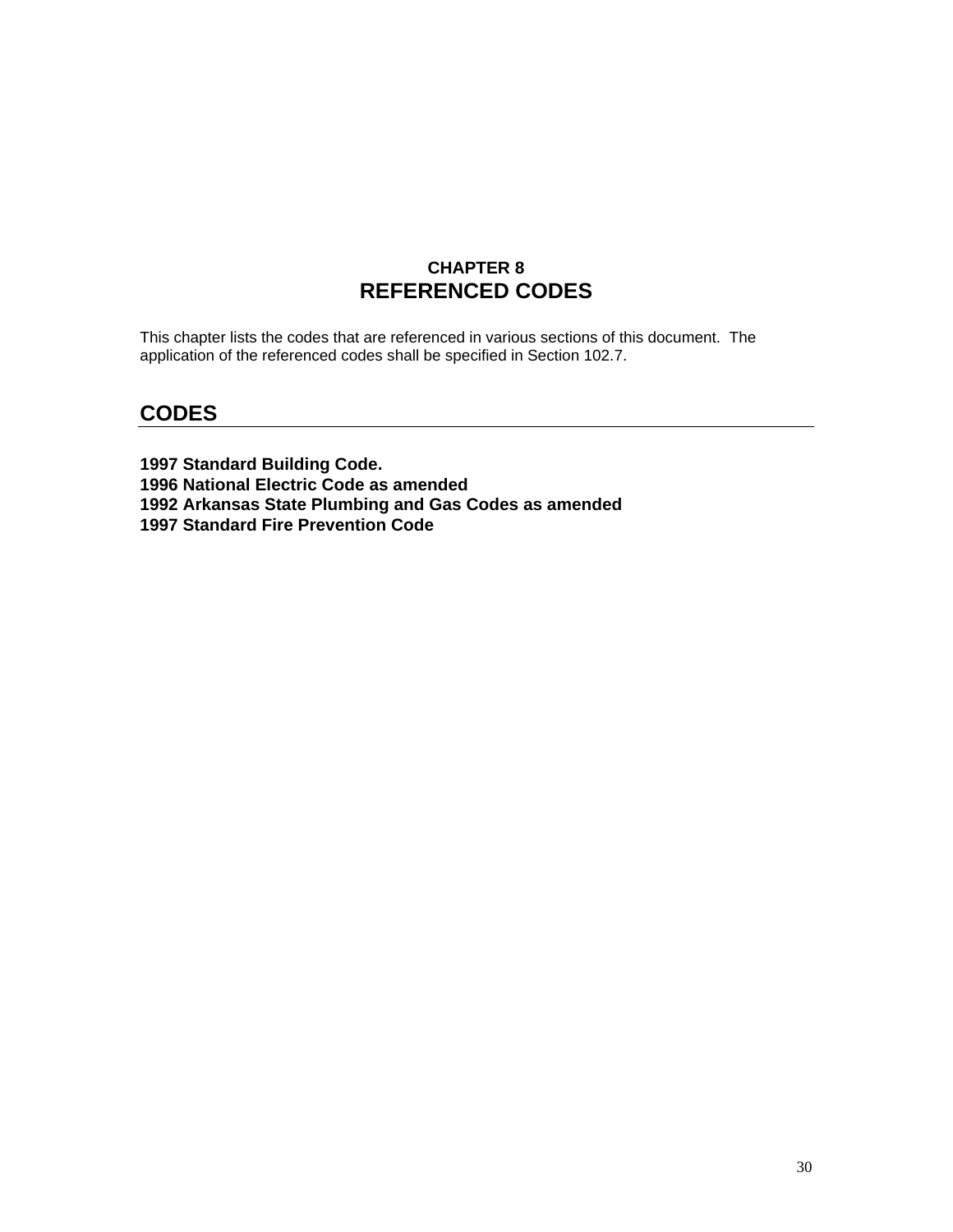# CHAPTER 8
# REFERENCED CODES

This chapter lists the codes that are referenced in various sections of this document. The application of the referenced codes shall be specified in Section 102.7.

## CODES

**1997 Standard Building Code.**
**1996 National Electric Code as amended**
**1992 Arkansas State Plumbing and Gas Codes as amended**
**1997 Standard Fire Prevention Code**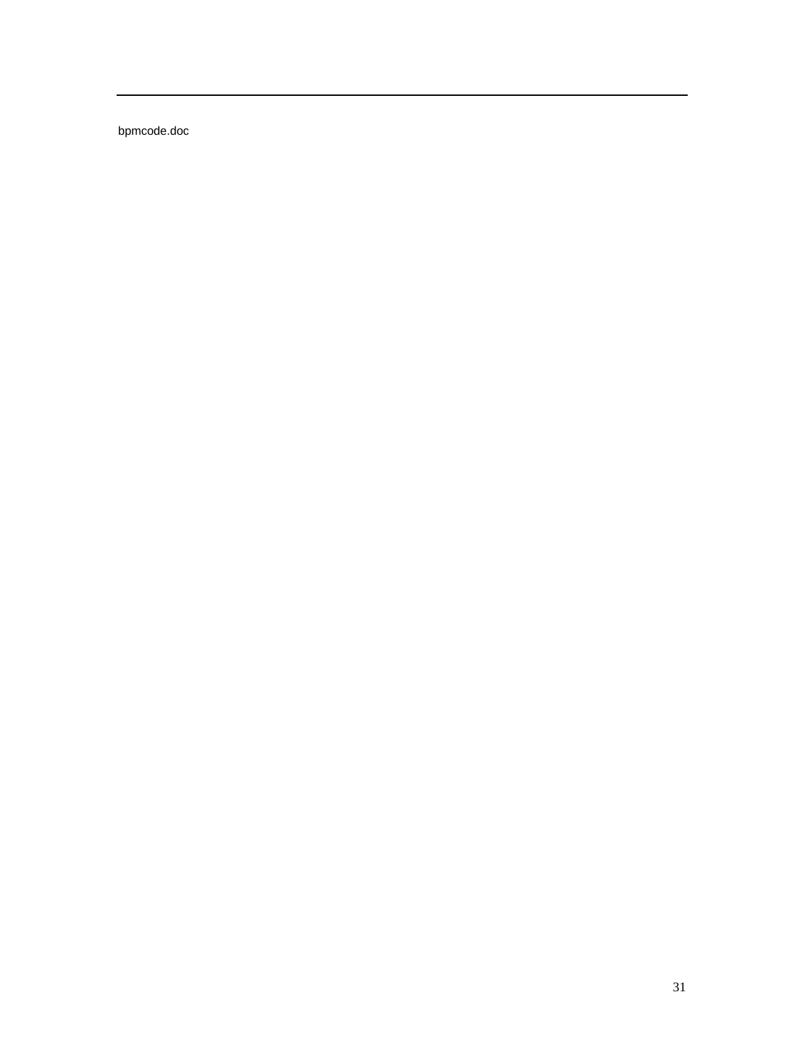bpmcode.doc